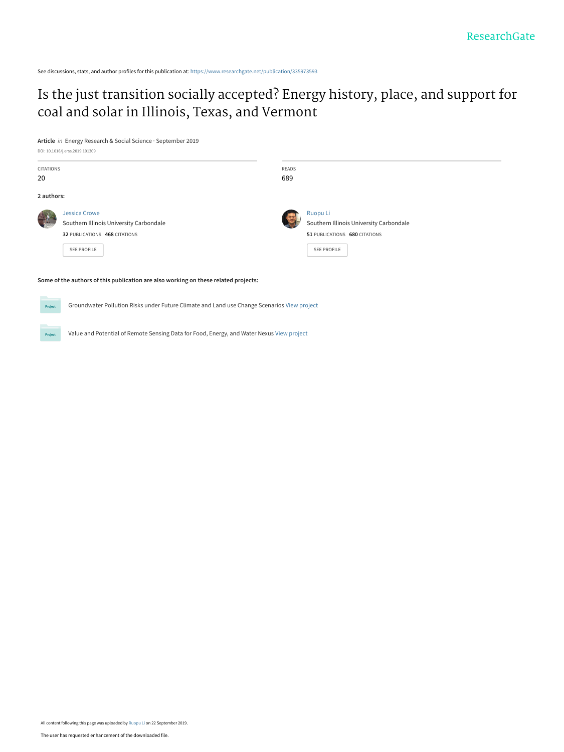See discussions, stats, and author profiles for this publication at: https://www.researchgate.net/publication/335973593

# Is the just transition socially accepted? Energy history, place, and support for coal and solar in Illinois, Texas, and Vermont

**Article** *in* Energy Research & Social Science · September 2019

DOI: 10.1016/j.erss.2019.101309

| CITATIONS | READS |
| --- | --- |
| 20 | 689 |

**2 authors:**

**Jessica Crowe**
Southern Illinois University Carbondale
**32** PUBLICATIONS **468** CITATIONS
SEE PROFILE

**Ruopu Li**
Southern Illinois University Carbondale
**51** PUBLICATIONS **680** CITATIONS
SEE PROFILE

**Some of the authors of this publication are also working on these related projects:**

Groundwater Pollution Risks under Future Climate and Land use Change Scenarios View project

Value and Potential of Remote Sensing Data for Food, Energy, and Water Nexus View project

All content following this page was uploaded by Ruopu Li on 22 September 2019.

The user has requested enhancement of the downloaded file.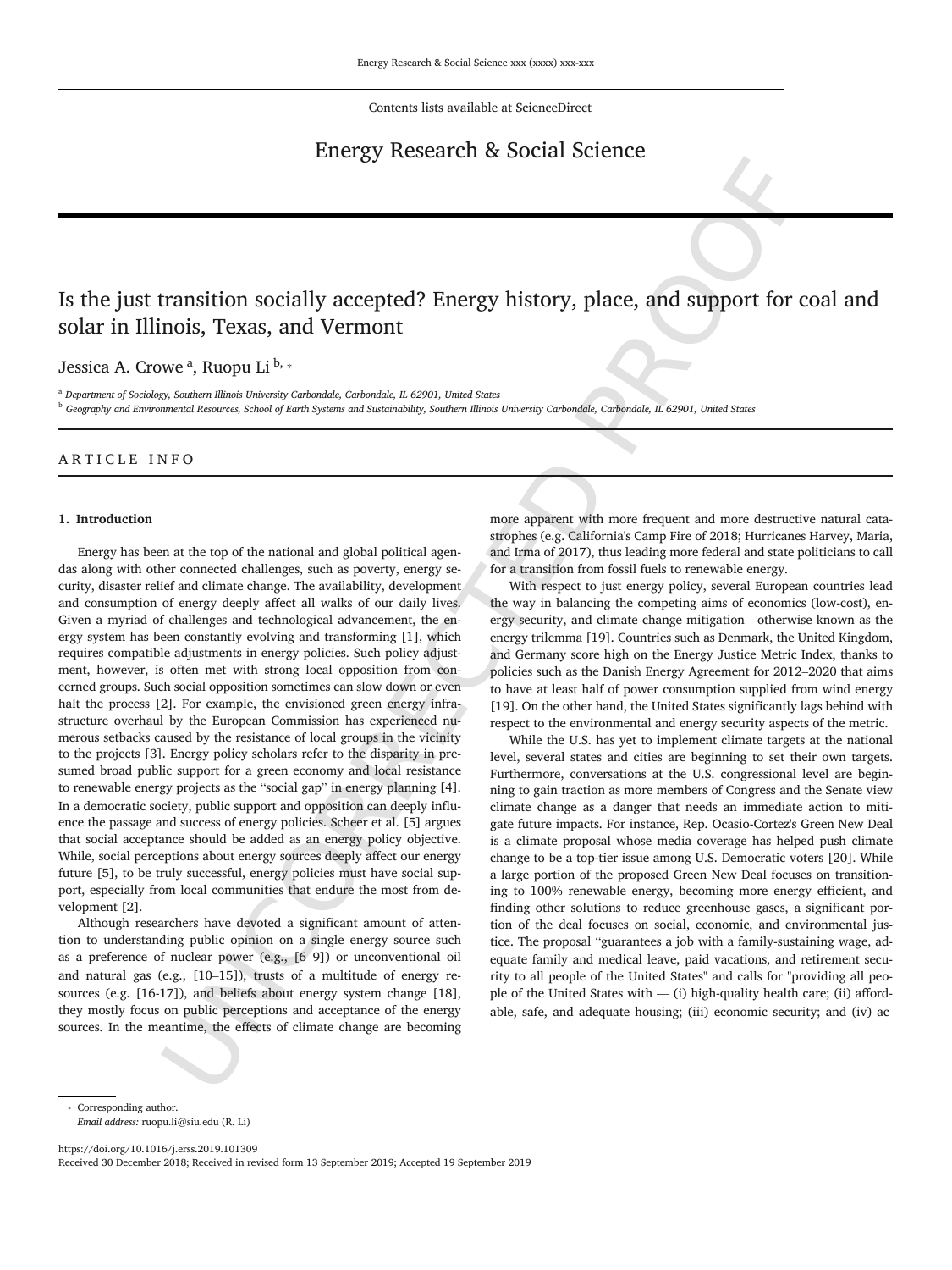Contents lists available at ScienceDirect

# Energy Research & Social Science

# Is the just transition socially accepted? Energy history, place, and support for coal and solar in Illinois, Texas, and Vermont

Jessica A. Crowe [a], Ruopu Li [b, *]

[a] *Department of Sociology, Southern Illinois University Carbondale, Carbondale, IL 62901, United States*

[b] *Geography and Environmental Resources, School of Earth Systems and Sustainability, Southern Illinois University Carbondale, Carbondale, IL 62901, United States*

ARTICLE INFO

## 1. Introduction

Energy has been at the top of the national and global political agendas along with other connected challenges, such as poverty, energy security, disaster relief and climate change. The availability, development and consumption of energy deeply affect all walks of our daily lives. Given a myriad of challenges and technological advancement, the energy system has been constantly evolving and transforming [1], which requires compatible adjustments in energy policies. Such policy adjustment, however, is often met with strong local opposition from concerned groups. Such social opposition sometimes can slow down or even halt the process [2]. For example, the envisioned green energy infrastructure overhaul by the European Commission has experienced numerous setbacks caused by the resistance of local groups in the vicinity to the projects [3]. Energy policy scholars refer to the disparity in presumed broad public support for a green economy and local resistance to renewable energy projects as the "social gap" in energy planning [4]. In a democratic society, public support and opposition can deeply influence the passage and success of energy policies. Scheer et al. [5] argues that social acceptance should be added as an energy policy objective. While, social perceptions about energy sources deeply affect our energy future [5], to be truly successful, energy policies must have social support, especially from local communities that endure the most from development [2].

Although researchers have devoted a significant amount of attention to understanding public opinion on a single energy source such as a preference of nuclear power (e.g., [6–9]) or unconventional oil and natural gas (e.g., [10–15]), trusts of a multitude of energy resources (e.g. [16-17]), and beliefs about energy system change [18], they mostly focus on public perceptions and acceptance of the energy sources. In the meantime, the effects of climate change are becoming more apparent with more frequent and more destructive natural catastrophes (e.g. California's Camp Fire of 2018; Hurricanes Harvey, Maria, and Irma of 2017), thus leading more federal and state politicians to call for a transition from fossil fuels to renewable energy.

With respect to just energy policy, several European countries lead the way in balancing the competing aims of economics (low-cost), energy security, and climate change mitigation—otherwise known as the energy trilemma [19]. Countries such as Denmark, the United Kingdom, and Germany score high on the Energy Justice Metric Index, thanks to policies such as the Danish Energy Agreement for 2012–2020 that aims to have at least half of power consumption supplied from wind energy [19]. On the other hand, the United States significantly lags behind with respect to the environmental and energy security aspects of the metric.

While the U.S. has yet to implement climate targets at the national level, several states and cities are beginning to set their own targets. Furthermore, conversations at the U.S. congressional level are beginning to gain traction as more members of Congress and the Senate view climate change as a danger that needs an immediate action to mitigate future impacts. For instance, Rep. Ocasio-Cortez's Green New Deal is a climate proposal whose media coverage has helped push climate change to be a top-tier issue among U.S. Democratic voters [20]. While a large portion of the proposed Green New Deal focuses on transitioning to 100% renewable energy, becoming more energy efficient, and finding other solutions to reduce greenhouse gases, a significant portion of the deal focuses on social, economic, and environmental justice. The proposal "guarantees a job with a family-sustaining wage, adequate family and medical leave, paid vacations, and retirement security to all people of the United States" and calls for "providing all people of the United States with — (i) high-quality health care; (ii) affordable, safe, and adequate housing; (iii) economic security; and (iv) ac-

\* Corresponding author.
*Email address:* ruopu.li@siu.edu (R. Li)

https://doi.org/10.1016/j.erss.2019.101309
Received 30 December 2018; Received in revised form 13 September 2019; Accepted 19 September 2019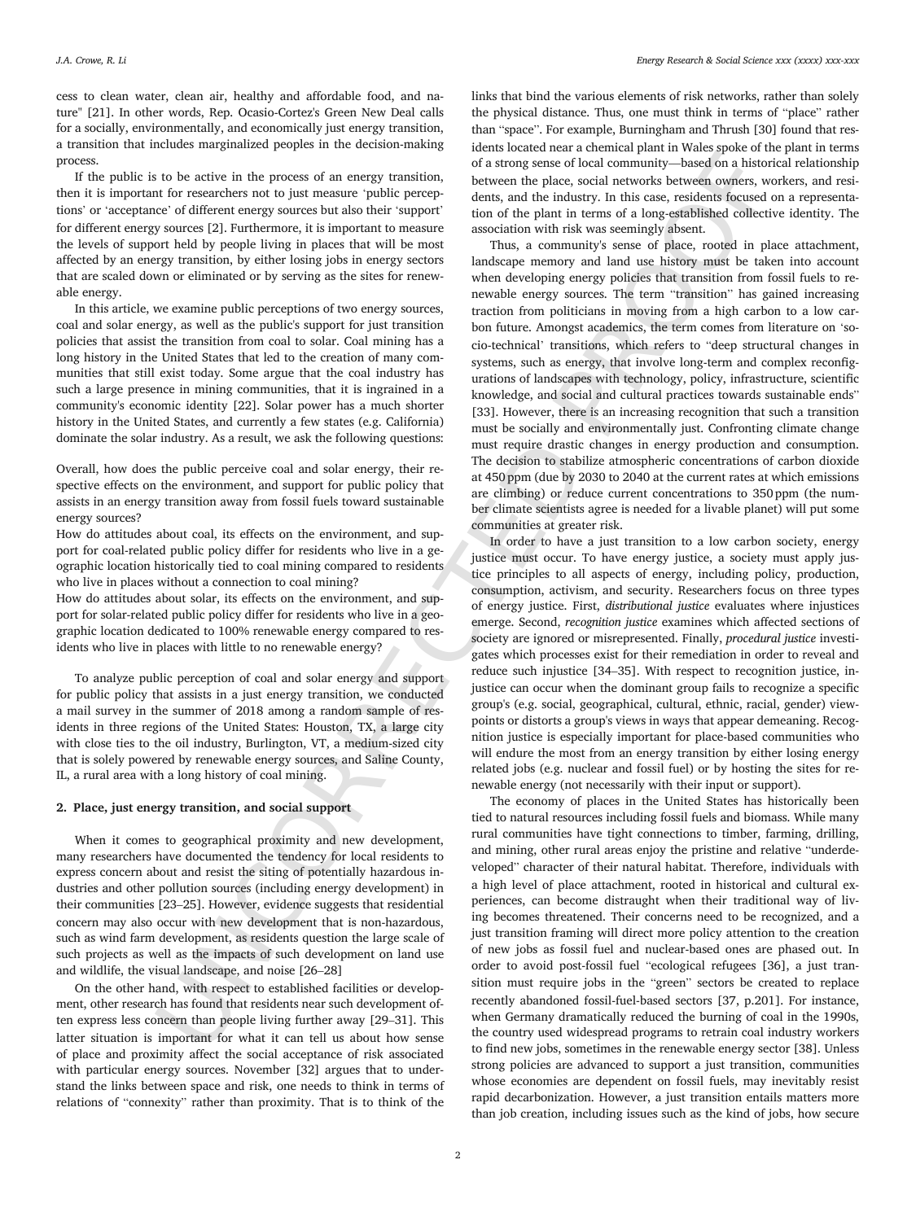cess to clean water, clean air, healthy and affordable food, and nature" [21]. In other words, Rep. Ocasio-Cortez's Green New Deal calls for a socially, environmentally, and economically just energy transition, a transition that includes marginalized peoples in the decision-making process.

If the public is to be active in the process of an energy transition, then it is important for researchers not to just measure 'public perceptions' or 'acceptance' of different energy sources but also their 'support' for different energy sources [2]. Furthermore, it is important to measure the levels of support held by people living in places that will be most affected by an energy transition, by either losing jobs in energy sectors that are scaled down or eliminated or by serving as the sites for renewable energy.

In this article, we examine public perceptions of two energy sources, coal and solar energy, as well as the public's support for just transition policies that assist the transition from coal to solar. Coal mining has a long history in the United States that led to the creation of many communities that still exist today. Some argue that the coal industry has such a large presence in mining communities, that it is ingrained in a community's economic identity [22]. Solar power has a much shorter history in the United States, and currently a few states (e.g. California) dominate the solar industry. As a result, we ask the following questions:

Overall, how does the public perceive coal and solar energy, their respective effects on the environment, and support for public policy that assists in an energy transition away from fossil fuels toward sustainable energy sources?

How do attitudes about coal, its effects on the environment, and support for coal-related public policy differ for residents who live in a geographic location historically tied to coal mining compared to residents who live in places without a connection to coal mining?

How do attitudes about solar, its effects on the environment, and support for solar-related public policy differ for residents who live in a geographic location dedicated to 100% renewable energy compared to residents who live in places with little to no renewable energy?

To analyze public perception of coal and solar energy and support for public policy that assists in a just energy transition, we conducted a mail survey in the summer of 2018 among a random sample of residents in three regions of the United States: Houston, TX, a large city with close ties to the oil industry, Burlington, VT, a medium-sized city that is solely powered by renewable energy sources, and Saline County, IL, a rural area with a long history of coal mining.

## 2. Place, just energy transition, and social support

When it comes to geographical proximity and new development, many researchers have documented the tendency for local residents to express concern about and resist the siting of potentially hazardous industries and other pollution sources (including energy development) in their communities [23–25]. However, evidence suggests that residential concern may also occur with new development that is non-hazardous, such as wind farm development, as residents question the large scale of such projects as well as the impacts of such development on land use and wildlife, the visual landscape, and noise [26–28]

On the other hand, with respect to established facilities or development, other research has found that residents near such development often express less concern than people living further away [29–31]. This latter situation is important for what it can tell us about how sense of place and proximity affect the social acceptance of risk associated with particular energy sources. November [32] argues that to understand the links between space and risk, one needs to think in terms of relations of "connexity" rather than proximity. That is to think of the links that bind the various elements of risk networks, rather than solely the physical distance. Thus, one must think in terms of "place" rather than "space". For example, Burningham and Thrush [30] found that residents located near a chemical plant in Wales spoke of the plant in terms of a strong sense of local community—based on a historical relationship between the place, social networks between owners, workers, and residents, and the industry. In this case, residents focused on a representation of the plant in terms of a long-established collective identity. The association with risk was seemingly absent.

Thus, a community's sense of place, rooted in place attachment, landscape memory and land use history must be taken into account when developing energy policies that transition from fossil fuels to renewable energy sources. The term "transition" has gained increasing traction from politicians in moving from a high carbon to a low carbon future. Amongst academics, the term comes from literature on 'socio-technical' transitions, which refers to "deep structural changes in systems, such as energy, that involve long-term and complex reconfigurations of landscapes with technology, policy, infrastructure, scientific knowledge, and social and cultural practices towards sustainable ends" [33]. However, there is an increasing recognition that such a transition must be socially and environmentally just. Confronting climate change must require drastic changes in energy production and consumption. The decision to stabilize atmospheric concentrations of carbon dioxide at 450 ppm (due by 2030 to 2040 at the current rates at which emissions are climbing) or reduce current concentrations to 350 ppm (the number climate scientists agree is needed for a livable planet) will put some communities at greater risk.

In order to have a just transition to a low carbon society, energy justice must occur. To have energy justice, a society must apply justice principles to all aspects of energy, including policy, production, consumption, activism, and security. Researchers focus on three types of energy justice. First, *distributional justice* evaluates where injustices emerge. Second, *recognition justice* examines which affected sections of society are ignored or misrepresented. Finally, *procedural justice* investigates which processes exist for their remediation in order to reveal and reduce such injustice [34–35]. With respect to recognition justice, injustice can occur when the dominant group fails to recognize a specific group's (e.g. social, geographical, cultural, ethnic, racial, gender) viewpoints or distorts a group's views in ways that appear demeaning. Recognition justice is especially important for place-based communities who will endure the most from an energy transition by either losing energy related jobs (e.g. nuclear and fossil fuel) or by hosting the sites for renewable energy (not necessarily with their input or support).

The economy of places in the United States has historically been tied to natural resources including fossil fuels and biomass. While many rural communities have tight connections to timber, farming, drilling, and mining, other rural areas enjoy the pristine and relative "underdeveloped" character of their natural habitat. Therefore, individuals with a high level of place attachment, rooted in historical and cultural experiences, can become distraught when their traditional way of living becomes threatened. Their concerns need to be recognized, and a just transition framing will direct more policy attention to the creation of new jobs as fossil fuel and nuclear-based ones are phased out. In order to avoid post-fossil fuel "ecological refugees [36], a just transition must require jobs in the "green" sectors be created to replace recently abandoned fossil-fuel-based sectors [37, p.201]. For instance, when Germany dramatically reduced the burning of coal in the 1990s, the country used widespread programs to retrain coal industry workers to find new jobs, sometimes in the renewable energy sector [38]. Unless strong policies are advanced to support a just transition, communities whose economies are dependent on fossil fuels, may inevitably resist rapid decarbonization. However, a just transition entails matters more than job creation, including issues such as the kind of jobs, how secure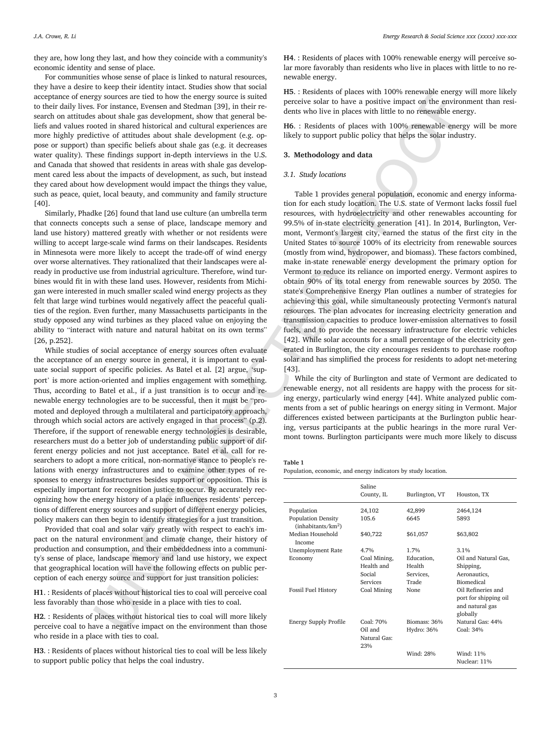they are, how long they last, and how they coincide with a community's economic identity and sense of place.

For communities whose sense of place is linked to natural resources, they have a desire to keep their identity intact. Studies show that social acceptance of energy sources are tied to how the energy source is suited to their daily lives. For instance, Evensen and Stedman [39], in their research on attitudes about shale gas development, show that general beliefs and values rooted in shared historical and cultural experiences are more highly predictive of attitudes about shale development (e.g. oppose or support) than specific beliefs about shale gas (e.g. it decreases water quality). These findings support in-depth interviews in the U.S. and Canada that showed that residents in areas with shale gas development cared less about the impacts of development, as such, but instead they cared about how development would impact the things they value, such as peace, quiet, local beauty, and community and family structure [40].

Similarly, Phadke [26] found that land use culture (an umbrella term that connects concepts such a sense of place, landscape memory and land use history) mattered greatly with whether or not residents were willing to accept large-scale wind farms on their landscapes. Residents in Minnesota were more likely to accept the trade-off of wind energy over worse alternatives. They rationalized that their landscapes were already in productive use from industrial agriculture. Therefore, wind turbines would fit in with these land uses. However, residents from Michigan were interested in much smaller scaled wind energy projects as they felt that large wind turbines would negatively affect the peaceful qualities of the region. Even further, many Massachusetts participants in the study opposed any wind turbines as they placed value on enjoying the ability to "interact with nature and natural habitat on its own terms" [26, p.252].

While studies of social acceptance of energy sources often evaluate the acceptance of an energy source in general, it is important to evaluate social support of specific policies. As Batel et al. [2] argue, 'support' is more action-oriented and implies engagement with something. Thus, according to Batel et al., if a just transition is to occur and renewable energy technologies are to be successful, then it must be "promoted and deployed through a multilateral and participatory approach, through which social actors are actively engaged in that process" (p.2). Therefore, if the support of renewable energy technologies is desirable, researchers must do a better job of understanding public support of different energy policies and not just acceptance. Batel et al. call for researchers to adopt a more critical, non-normative stance to people's relations with energy infrastructures and to examine other types of responses to energy infrastructures besides support or opposition. This is especially important for recognition justice to occur. By accurately recognizing how the energy history of a place influences residents' perceptions of different energy sources and support of different energy policies, policy makers can then begin to identify strategies for a just transition.

Provided that coal and solar vary greatly with respect to each's impact on the natural environment and climate change, their history of production and consumption, and their embeddedness into a community's sense of place, landscape memory and land use history, we expect that geographical location will have the following effects on public perception of each energy source and support for just transition policies:

**H1**. : Residents of places without historical ties to coal will perceive coal less favorably than those who reside in a place with ties to coal.

**H2**. : Residents of places without historical ties to coal will more likely perceive coal to have a negative impact on the environment than those who reside in a place with ties to coal.

**H3**. : Residents of places without historical ties to coal will be less likely to support public policy that helps the coal industry.

**H4**. : Residents of places with 100% renewable energy will perceive solar more favorably than residents who live in places with little to no renewable energy.

**H5**. : Residents of places with 100% renewable energy will more likely perceive solar to have a positive impact on the environment than residents who live in places with little to no renewable energy.

**H6**. : Residents of places with 100% renewable energy will be more likely to support public policy that helps the solar industry.

## 3. Methodology and data

### 3.1. Study locations

Table 1 provides general population, economic and energy information for each study location. The U.S. state of Vermont lacks fossil fuel resources, with hydroelectricity and other renewables accounting for 99.5% of in-state electricity generation [41]. In 2014, Burlington, Vermont, Vermont's largest city, earned the status of the first city in the United States to source 100% of its electricity from renewable sources (mostly from wind, hydropower, and biomass). These factors combined, make in-state renewable energy development the primary option for Vermont to reduce its reliance on imported energy. Vermont aspires to obtain 90% of its total energy from renewable sources by 2050. The state's Comprehensive Energy Plan outlines a number of strategies for achieving this goal, while simultaneously protecting Vermont's natural resources. The plan advocates for increasing electricity generation and transmission capacities to produce lower-emission alternatives to fossil fuels, and to provide the necessary infrastructure for electric vehicles [42]. While solar accounts for a small percentage of the electricity generated in Burlington, the city encourages residents to purchase rooftop solar and has simplified the process for residents to adopt net-metering [43].

While the city of Burlington and state of Vermont are dedicated to renewable energy, not all residents are happy with the process for siting energy, particularly wind energy [44]. White analyzed public comments from a set of public hearings on energy siting in Vermont. Major differences existed between participants at the Burlington public hearing, versus participants at the public hearings in the more rural Vermont towns. Burlington participants were much more likely to discuss

**Table 1**
Population, economic, and energy indicators by study location.

| | Saline County, IL | Burlington, VT | Houston, TX |
|---|---|---|---|
| Population | 24,102 | 42,899 | 2464,124 |
| Population Density (inhabitants/km$^2$) | 105.6 | 6645 | 5893 |
| Median Household Income | $40,722 | $61,057 | $63,802 |
| Unemployment Rate | 4.7% | 1.7% | 3.1% |
| Economy | Coal Mining, Health and Social Services | Education, Health Services, Trade | Oil and Natural Gas, Shipping, Aeronautics, Biomedical |
| Fossil Fuel History | Coal Mining | None | Oil Refineries and port for shipping oil and natural gas globally |
| Energy Supply Profile | Coal: 70% Oil and Natural Gas: 23% | Biomass: 36% Hydro: 36% Wind: 28% | Natural Gas: 44% Coal: 34% Wind: 11% Nuclear: 11% |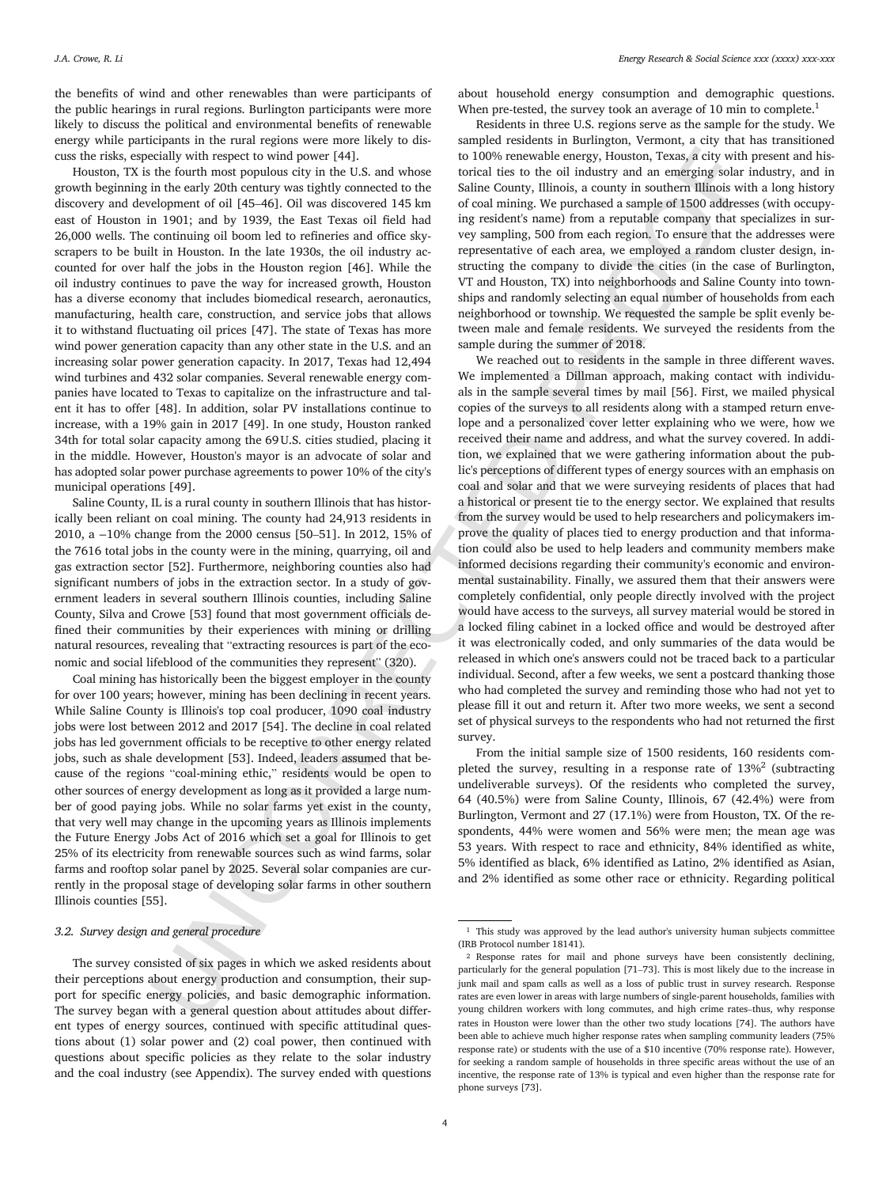the benefits of wind and other renewables than were participants of the public hearings in rural regions. Burlington participants were more likely to discuss the political and environmental benefits of renewable energy while participants in the rural regions were more likely to discuss the risks, especially with respect to wind power [44].

Houston, TX is the fourth most populous city in the U.S. and whose growth beginning in the early 20th century was tightly connected to the discovery and development of oil [45–46]. Oil was discovered 145 km east of Houston in 1901; and by 1939, the East Texas oil field had 26,000 wells. The continuing oil boom led to refineries and office skyscrapers to be built in Houston. In the late 1930s, the oil industry accounted for over half the jobs in the Houston region [46]. While the oil industry continues to pave the way for increased growth, Houston has a diverse economy that includes biomedical research, aeronautics, manufacturing, health care, construction, and service jobs that allows it to withstand fluctuating oil prices [47]. The state of Texas has more wind power generation capacity than any other state in the U.S. and an increasing solar power generation capacity. In 2017, Texas had 12,494 wind turbines and 432 solar companies. Several renewable energy companies have located to Texas to capitalize on the infrastructure and talent it has to offer [48]. In addition, solar PV installations continue to increase, with a 19% gain in 2017 [49]. In one study, Houston ranked 34th for total solar capacity among the 69 U.S. cities studied, placing it in the middle. However, Houston's mayor is an advocate of solar and has adopted solar power purchase agreements to power 10% of the city's municipal operations [49].

Saline County, IL is a rural county in southern Illinois that has historically been reliant on coal mining. The county had 24,913 residents in 2010, a −10% change from the 2000 census [50–51]. In 2012, 15% of the 7616 total jobs in the county were in the mining, quarrying, oil and gas extraction sector [52]. Furthermore, neighboring counties also had significant numbers of jobs in the extraction sector. In a study of government leaders in several southern Illinois counties, including Saline County, Silva and Crowe [53] found that most government officials defined their communities by their experiences with mining or drilling natural resources, revealing that "extracting resources is part of the economic and social lifeblood of the communities they represent" (320).

Coal mining has historically been the biggest employer in the county for over 100 years; however, mining has been declining in recent years. While Saline County is Illinois's top coal producer, 1090 coal industry jobs were lost between 2012 and 2017 [54]. The decline in coal related jobs has led government officials to be receptive to other energy related jobs, such as shale development [53]. Indeed, leaders assumed that because of the regions "coal-mining ethic," residents would be open to other sources of energy development as long as it provided a large number of good paying jobs. While no solar farms yet exist in the county, that very well may change in the upcoming years as Illinois implements the Future Energy Jobs Act of 2016 which set a goal for Illinois to get 25% of its electricity from renewable sources such as wind farms, solar farms and rooftop solar panel by 2025. Several solar companies are currently in the proposal stage of developing solar farms in other southern Illinois counties [55].

### 3.2. Survey design and general procedure

The survey consisted of six pages in which we asked residents about their perceptions about energy production and consumption, their support for specific energy policies, and basic demographic information. The survey began with a general question about attitudes about different types of energy sources, continued with specific attitudinal questions about (1) solar power and (2) coal power, then continued with questions about specific policies as they relate to the solar industry and the coal industry (see Appendix). The survey ended with questions about household energy consumption and demographic questions. When pre-tested, the survey took an average of 10 min to complete.[1]

Residents in three U.S. regions serve as the sample for the study. We sampled residents in Burlington, Vermont, a city that has transitioned to 100% renewable energy, Houston, Texas, a city with present and historical ties to the oil industry and an emerging solar industry, and in Saline County, Illinois, a county in southern Illinois with a long history of coal mining. We purchased a sample of 1500 addresses (with occupying resident's name) from a reputable company that specializes in survey sampling, 500 from each region. To ensure that the addresses were representative of each area, we employed a random cluster design, instructing the company to divide the cities (in the case of Burlington, VT and Houston, TX) into neighborhoods and Saline County into townships and randomly selecting an equal number of households from each neighborhood or township. We requested the sample be split evenly between male and female residents. We surveyed the residents from the sample during the summer of 2018.

We reached out to residents in the sample in three different waves. We implemented a Dillman approach, making contact with individuals in the sample several times by mail [56]. First, we mailed physical copies of the surveys to all residents along with a stamped return envelope and a personalized cover letter explaining who we were, how we received their name and address, and what the survey covered. In addition, we explained that we were gathering information about the public's perceptions of different types of energy sources with an emphasis on coal and solar and that we were surveying residents of places that had a historical or present tie to the energy sector. We explained that results from the survey would be used to help researchers and policymakers improve the quality of places tied to energy production and that information could also be used to help leaders and community members make informed decisions regarding their community's economic and environmental sustainability. Finally, we assured them that their answers were completely confidential, only people directly involved with the project would have access to the surveys, all survey material would be stored in a locked filing cabinet in a locked office and would be destroyed after it was electronically coded, and only summaries of the data would be released in which one's answers could not be traced back to a particular individual. Second, after a few weeks, we sent a postcard thanking those who had completed the survey and reminding those who had not yet to please fill it out and return it. After two more weeks, we sent a second set of physical surveys to the respondents who had not returned the first survey.

From the initial sample size of 1500 residents, 160 residents completed the survey, resulting in a response rate of 13%[2] (subtracting undeliverable surveys). Of the residents who completed the survey, 64 (40.5%) were from Saline County, Illinois, 67 (42.4%) were from Burlington, Vermont and 27 (17.1%) were from Houston, TX. Of the respondents, 44% were women and 56% were men; the mean age was 53 years. With respect to race and ethnicity, 84% identified as white, 5% identified as black, 6% identified as Latino, 2% identified as Asian, and 2% identified as some other race or ethnicity. Regarding political

---

[1] This study was approved by the lead author's university human subjects committee (IRB Protocol number 18141).

[2] Response rates for mail and phone surveys have been consistently declining, particularly for the general population [71–73]. This is most likely due to the increase in junk mail and spam calls as well as a loss of public trust in survey research. Response rates are even lower in areas with large numbers of single-parent households, families with young children workers with long commutes, and high crime rates–thus, why response rates in Houston were lower than the other two study locations [74]. The authors have been able to achieve much higher response rates when sampling community leaders (75% response rate) or students with the use of a $10 incentive (70% response rate). However, for seeking a random sample of households in three specific areas without the use of an incentive, the response rate of 13% is typical and even higher than the response rate for phone surveys [73].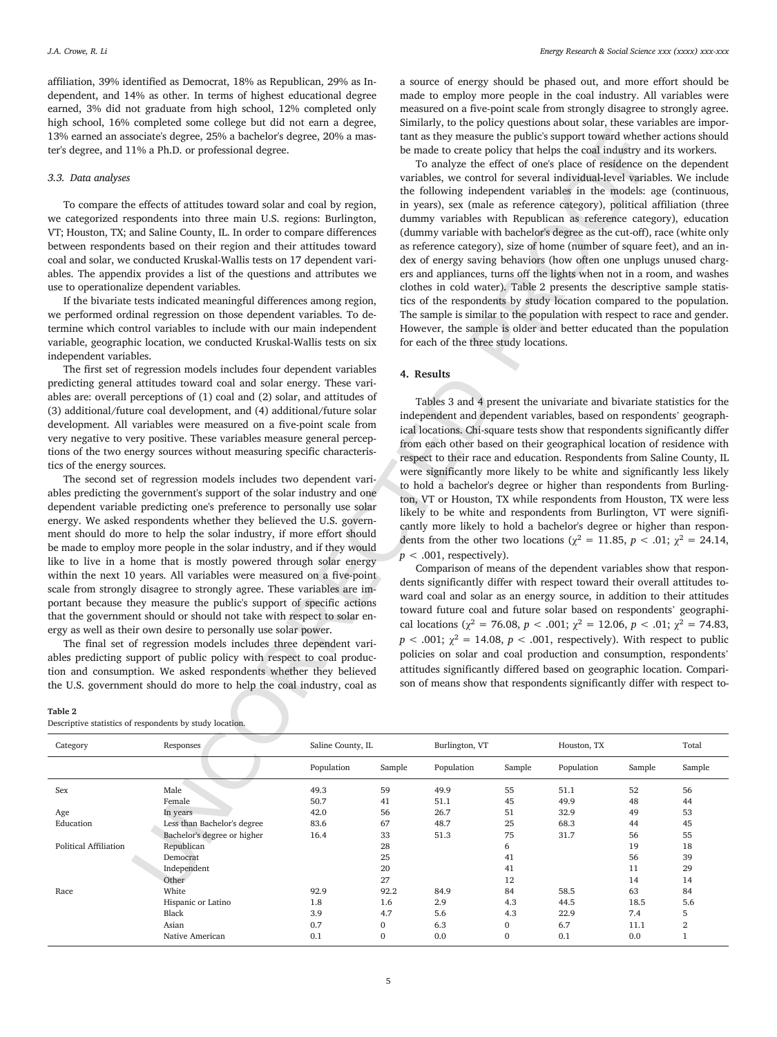affiliation, 39% identified as Democrat, 18% as Republican, 29% as Independent, and 14% as other. In terms of highest educational degree earned, 3% did not graduate from high school, 12% completed only high school, 16% completed some college but did not earn a degree, 13% earned an associate's degree, 25% a bachelor's degree, 20% a master's degree, and 11% a Ph.D. or professional degree.

### 3.3. Data analyses

To compare the effects of attitudes toward solar and coal by region, we categorized respondents into three main U.S. regions: Burlington, VT; Houston, TX; and Saline County, IL. In order to compare differences between respondents based on their region and their attitudes toward coal and solar, we conducted Kruskal-Wallis tests on 17 dependent variables. The appendix provides a list of the questions and attributes we use to operationalize dependent variables.

If the bivariate tests indicated meaningful differences among region, we performed ordinal regression on those dependent variables. To determine which control variables to include with our main independent variable, geographic location, we conducted Kruskal-Wallis tests on six independent variables.

The first set of regression models includes four dependent variables predicting general attitudes toward coal and solar energy. These variables are: overall perceptions of (1) coal and (2) solar, and attitudes of (3) additional/future coal development, and (4) additional/future solar development. All variables were measured on a five-point scale from very negative to very positive. These variables measure general perceptions of the two energy sources without measuring specific characteristics of the energy sources.

The second set of regression models includes two dependent variables predicting the government's support of the solar industry and one dependent variable predicting one's preference to personally use solar energy. We asked respondents whether they believed the U.S. government should do more to help the solar industry, if more effort should be made to employ more people in the solar industry, and if they would like to live in a home that is mostly powered through solar energy within the next 10 years. All variables were measured on a five-point scale from strongly disagree to strongly agree. These variables are important because they measure the public's support of specific actions that the government should or should not take with respect to solar energy as well as their own desire to personally use solar power.

The final set of regression models includes three dependent variables predicting support of public policy with respect to coal production and consumption. We asked respondents whether they believed the U.S. government should do more to help the coal industry, coal as a source of energy should be phased out, and more effort should be made to employ more people in the coal industry. All variables were measured on a five-point scale from strongly disagree to strongly agree. Similarly, to the policy questions about solar, these variables are important as they measure the public's support toward whether actions should be made to create policy that helps the coal industry and its workers.

To analyze the effect of one's place of residence on the dependent variables, we control for several individual-level variables. We include the following independent variables in the models: age (continuous, in years), sex (male as reference category), political affiliation (three dummy variables with Republican as reference category), education (dummy variable with bachelor's degree as the cut-off), race (white only as reference category), size of home (number of square feet), and an index of energy saving behaviors (how often one unplugs unused chargers and appliances, turns off the lights when not in a room, and washes clothes in cold water). Table 2 presents the descriptive sample statistics of the respondents by study location compared to the population. The sample is similar to the population with respect to race and gender. However, the sample is older and better educated than the population for each of the three study locations.

## 4. Results

Tables 3 and 4 present the univariate and bivariate statistics for the independent and dependent variables, based on respondents' geographical locations. Chi-square tests show that respondents significantly differ from each other based on their geographical location of residence with respect to their race and education. Respondents from Saline County, IL were significantly more likely to be white and significantly less likely to hold a bachelor's degree or higher than respondents from Burlington, VT or Houston, TX while respondents from Houston, TX were less likely to be white and respondents from Burlington, VT were significantly more likely to hold a bachelor's degree or higher than respondents from the other two locations ($\chi^2 = 11.85$, $p < .01$; $\chi^2 = 24.14$, $p < .001$, respectively).

Comparison of means of the dependent variables show that respondents significantly differ with respect toward their overall attitudes toward coal and solar as an energy source, in addition to their attitudes toward future coal and future solar based on respondents' geographical locations ($\chi^2 = 76.08$, $p < .001$; $\chi^2 = 12.06$, $p < .01$; $\chi^2 = 74.83$, $p < .001$; $\chi^2 = 14.08$, $p < .001$, respectively). With respect to public policies on solar and coal production and consumption, respondents' attitudes significantly differed based on geographic location. Comparison of means show that respondents significantly differ with respect to-

**Table 2**
Descriptive statistics of respondents by study location.

| Category | Responses | Saline County, IL | | Burlington, VT | | Houston, TX | | Total |
|---|---|---|---|---|---|---|---|---|
| | | Population | Sample | Population | Sample | Population | Sample | Sample |
| Sex | Male | 49.3 | 59 | 49.9 | 55 | 51.1 | 52 | 56 |
| | Female | 50.7 | 41 | 51.1 | 45 | 49.9 | 48 | 44 |
| Age | In years | 42.0 | 56 | 26.7 | 51 | 32.9 | 49 | 53 |
| Education | Less than Bachelor's degree | 83.6 | 67 | 48.7 | 25 | 68.3 | 44 | 45 |
| | Bachelor's degree or higher | 16.4 | 33 | 51.3 | 75 | 31.7 | 56 | 55 |
| Political Affiliation | Republican | | 28 | | 6 | | 19 | 18 |
| | Democrat | | 25 | | 41 | | 56 | 39 |
| | Independent | | 20 | | 41 | | 11 | 29 |
| | Other | | 27 | | 12 | | 14 | 14 |
| Race | White | 92.9 | 92.2 | 84.9 | 84 | 58.5 | 63 | 84 |
| | Hispanic or Latino | 1.8 | 1.6 | 2.9 | 4.3 | 44.5 | 18.5 | 5.6 |
| | Black | 3.9 | 4.7 | 5.6 | 4.3 | 22.9 | 7.4 | 5 |
| | Asian | 0.7 | 0 | 6.3 | 0 | 6.7 | 11.1 | 2 |
| | Native American | 0.1 | 0 | 0.0 | 0 | 0.1 | 0.0 | 1 |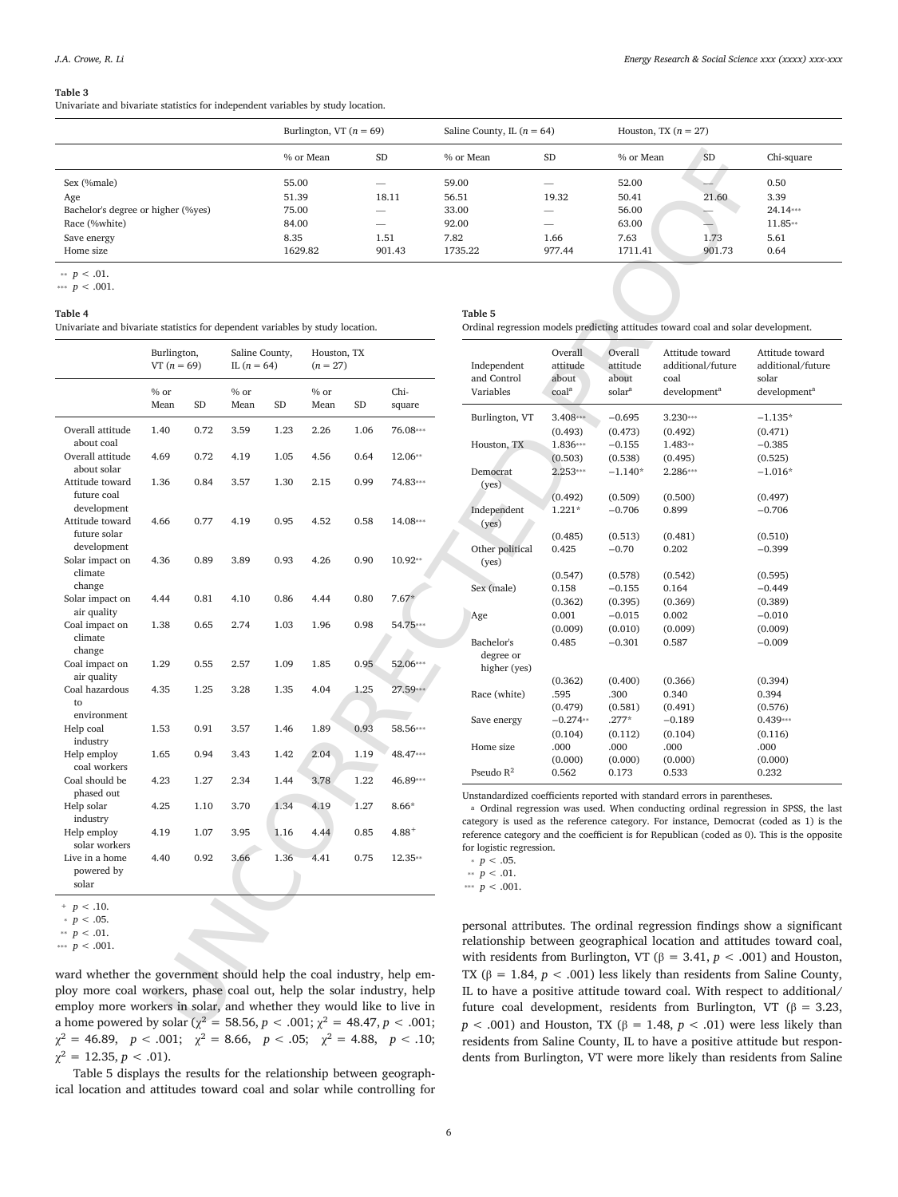**Table 3**

Univariate and bivariate statistics for independent variables by study location.

| | Burlington, VT ($n$ = 69) | | Saline County, IL ($n$ = 64) | | Houston, TX ($n$ = 27) | | |
|---|---|---|---|---|---|---|---|
| | % or Mean | SD | % or Mean | SD | % or Mean | SD | Chi-square |
| Sex (%male) | 55.00 | — | 59.00 | — | 52.00 | — | 0.50 |
| Age | 51.39 | 18.11 | 56.51 | 19.32 | 50.41 | 21.60 | 3.39 |
| Bachelor's degree or higher (%yes) | 75.00 | — | 33.00 | — | 56.00 | — | 24.14*** |
| Race (%white) | 84.00 | — | 92.00 | — | 63.00 | — | 11.85** |
| Save energy | 8.35 | 1.51 | 7.82 | 1.66 | 7.63 | 1.73 | 5.61 |
| Home size | 1629.82 | 901.43 | 1735.22 | 977.44 | 1711.41 | 901.73 | 0.64 |

** $p < .01$.
*** $p < .001$.

**Table 4**

Univariate and bivariate statistics for dependent variables by study location.

| | Burlington, VT ($n$ = 69) | | Saline County, IL ($n$ = 64) | | Houston, TX ($n$ = 27) | | |
|---|---|---|---|---|---|---|---|
| | % or Mean | SD | % or Mean | SD | % or Mean | SD | Chi-square |
| Overall attitude about coal | 1.40 | 0.72 | 3.59 | 1.23 | 2.26 | 1.06 | 76.08*** |
| Overall attitude about solar | 4.69 | 0.72 | 4.19 | 1.05 | 4.56 | 0.64 | 12.06** |
| Attitude toward future coal development | 1.36 | 0.84 | 3.57 | 1.30 | 2.15 | 0.99 | 74.83*** |
| Attitude toward future solar development | 4.66 | 0.77 | 4.19 | 0.95 | 4.52 | 0.58 | 14.08*** |
| Solar impact on climate change | 4.36 | 0.89 | 3.89 | 0.93 | 4.26 | 0.90 | 10.92** |
| Solar impact on air quality | 4.44 | 0.81 | 4.10 | 0.86 | 4.44 | 0.80 | 7.67* |
| Coal impact on climate change | 1.38 | 0.65 | 2.74 | 1.03 | 1.96 | 0.98 | 54.75*** |
| Coal impact on air quality | 1.29 | 0.55 | 2.57 | 1.09 | 1.85 | 0.95 | 52.06*** |
| Coal hazardous to environment | 4.35 | 1.25 | 3.28 | 1.35 | 4.04 | 1.25 | 27.59*** |
| Help coal industry | 1.53 | 0.91 | 3.57 | 1.46 | 1.89 | 0.93 | 58.56*** |
| Help employ coal workers | 1.65 | 0.94 | 3.43 | 1.42 | 2.04 | 1.19 | 48.47*** |
| Coal should be phased out | 4.23 | 1.27 | 2.34 | 1.44 | 3.78 | 1.22 | 46.89*** |
| Help solar industry | 4.25 | 1.10 | 3.70 | 1.34 | 4.19 | 1.27 | 8.66* |
| Help employ solar workers | 4.19 | 1.07 | 3.95 | 1.16 | 4.44 | 0.85 | 4.88+ |
| Live in a home powered by solar | 4.40 | 0.92 | 3.66 | 1.36 | 4.41 | 0.75 | 12.35** |

+ $p < .10$.
* $p < .05$.
** $p < .01$.
*** $p < .001$.

ward whether the government should help the coal industry, help employ more coal workers, phase coal out, help the solar industry, help employ more workers in solar, and whether they would like to live in a home powered by solar ($\chi^2 = 58.56$, $p < .001$; $\chi^2 = 48.47$, $p < .001$; $\chi^2 = 46.89$, $p < .001$; $\chi^2 = 8.66$, $p < .05$; $\chi^2 = 4.88$, $p < .10$; $\chi^2 = 12.35$, $p < .01$).

Table 5 displays the results for the relationship between geographical location and attitudes toward coal and solar while controlling for personal attributes. The ordinal regression findings show a significant relationship between geographical location and attitudes toward coal, with residents from Burlington, VT ($\beta = 3.41$, $p < .001$) and Houston, TX ($\beta = 1.84$, $p < .001$) less likely than residents from Saline County, IL to have a positive attitude toward coal. With respect to additional/future coal development, residents from Burlington, VT ($\beta = 3.23$, $p < .001$) and Houston, TX ($\beta = 1.48$, $p < .01$) were less likely than residents from Saline County, IL to have a positive attitude but respondents from Burlington, VT were more likely than residents from Saline

**Table 5**

Ordinal regression models predicting attitudes toward coal and solar development.

| Independent and Control Variables | Overall attitude about coal[a] | Overall attitude about solar[a] | Attitude toward additional/future coal development[a] | Attitude toward additional/future solar development[a] |
|---|---|---|---|---|
| Burlington, VT | 3.408*** | −0.695 | 3.230*** | −1.135* |
| | (0.493) | (0.473) | (0.492) | (0.471) |
| Houston, TX | 1.836*** | −0.155 | 1.483** | −0.385 |
| | (0.503) | (0.538) | (0.495) | (0.525) |
| Democrat (yes) | 2.253*** | −1.140* | 2.286*** | −1.016* |
| | (0.492) | (0.509) | (0.500) | (0.497) |
| Independent (yes) | 1.221* | −0.706 | 0.899 | −0.706 |
| | (0.485) | (0.513) | (0.481) | (0.510) |
| Other political (yes) | 0.425 | −0.70 | 0.202 | −0.399 |
| | (0.547) | (0.578) | (0.542) | (0.595) |
| Sex (male) | 0.158 | −0.155 | 0.164 | −0.449 |
| | (0.362) | (0.395) | (0.369) | (0.389) |
| Age | 0.001 | −0.015 | 0.002 | −0.010 |
| | (0.009) | (0.010) | (0.009) | (0.009) |
| Bachelor's degree or higher (yes) | 0.485 | −0.301 | 0.587 | −0.009 |
| | (0.362) | (0.400) | (0.366) | (0.394) |
| Race (white) | .595 | .300 | 0.340 | 0.394 |
| | (0.479) | (0.581) | (0.491) | (0.576) |
| Save energy | −0.274** | .277* | −0.189 | 0.439*** |
| | (0.104) | (0.112) | (0.104) | (0.116) |
| Home size | .000 | .000 | .000 | .000 |
| | (0.000) | (0.000) | (0.000) | (0.000) |
| Pseudo $R^2$ | 0.562 | 0.173 | 0.533 | 0.232 |

Unstandardized coefficients reported with standard errors in parentheses.

[a] Ordinal regression was used. When conducting ordinal regression in SPSS, the last category is used as the reference category. For instance, Democrat (coded as 1) is the reference category and the coefficient is for Republican (coded as 0). This is the opposite for logistic regression.

* $p < .05$.
** $p < .01$.
*** $p < .001$.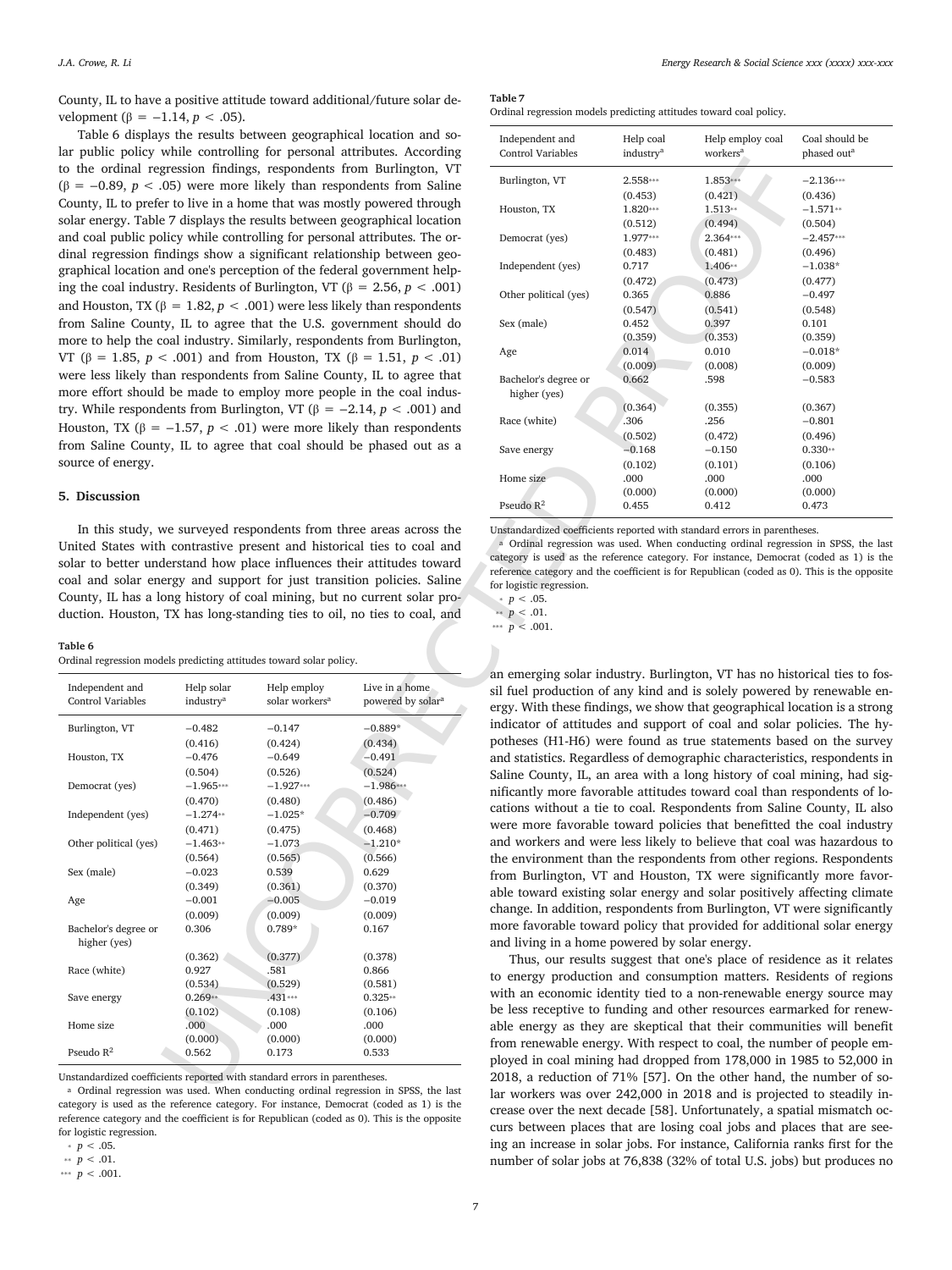County, IL to have a positive attitude toward additional/future solar development (β = −1.14, $p < .05$).

Table 6 displays the results between geographical location and solar public policy while controlling for personal attributes. According to the ordinal regression findings, respondents from Burlington, VT (β = −0.89, $p < .05$) were more likely than respondents from Saline County, IL to prefer to live in a home that was mostly powered through solar energy. Table 7 displays the results between geographical location and coal public policy while controlling for personal attributes. The ordinal regression findings show a significant relationship between geographical location and one's perception of the federal government helping the coal industry. Residents of Burlington, VT (β = 2.56, $p < .001$) and Houston, TX (β = 1.82, $p < .001$) were less likely than respondents from Saline County, IL to agree that the U.S. government should do more to help the coal industry. Similarly, respondents from Burlington, VT (β = 1.85, $p < .001$) and from Houston, TX (β = 1.51, $p < .01$) were less likely than respondents from Saline County, IL to agree that more effort should be made to employ more people in the coal industry. While respondents from Burlington, VT (β = −2.14, $p < .001$) and Houston, TX (β = −1.57, $p < .01$) were more likely than respondents from Saline County, IL to agree that coal should be phased out as a source of energy.

## 5. Discussion

In this study, we surveyed respondents from three areas across the United States with contrastive present and historical ties to coal and solar to better understand how place influences their attitudes toward coal and solar energy and support for just transition policies. Saline County, IL has a long history of coal mining, but no current solar production. Houston, TX has long-standing ties to oil, no ties to coal, and an emerging solar industry. Burlington, VT has no historical ties to fossil fuel production of any kind and is solely powered by renewable energy. With these findings, we show that geographical location is a strong indicator of attitudes and support of coal and solar policies. The hypotheses (H1-H6) were found as true statements based on the survey and statistics. Regardless of demographic characteristics, respondents in Saline County, IL, an area with a long history of coal mining, had significantly more favorable attitudes toward coal than respondents of locations without a tie to coal. Respondents from Saline County, IL also were more favorable toward policies that benefitted the coal industry and workers and were less likely to believe that coal was hazardous to the environment than the respondents from other regions. Respondents from Burlington, VT and Houston, TX were significantly more favorable toward existing solar energy and solar positively affecting climate change. In addition, respondents from Burlington, VT were significantly more favorable toward policy that provided for additional solar energy and living in a home powered by solar energy.

Thus, our results suggest that one's place of residence as it relates to energy production and consumption matters. Residents of regions with an economic identity tied to a non-renewable energy source may be less receptive to funding and other resources earmarked for renewable energy as they are skeptical that their communities will benefit from renewable energy. With respect to coal, the number of people employed in coal mining had dropped from 178,000 in 1985 to 52,000 in 2018, a reduction of 71% [57]. On the other hand, the number of solar workers was over 242,000 in 2018 and is projected to steadily increase over the next decade [58]. Unfortunately, a spatial mismatch occurs between places that are losing coal jobs and places that are seeing an increase in solar jobs. For instance, California ranks first for the number of solar jobs at 76,838 (32% of total U.S. jobs) but produces no

**Table 6**
Ordinal regression models predicting attitudes toward solar policy.

| Independent and Control Variables | Help solar industry[a] | Help employ solar workers[a] | Live in a home powered by solar[a] |
|---|---|---|---|
| Burlington, VT | −0.482 | −0.147 | −0.889* |
| | (0.416) | (0.424) | (0.434) |
| Houston, TX | −0.476 | −0.649 | −0.491 |
| | (0.504) | (0.526) | (0.524) |
| Democrat (yes) | −1.965*** | −1.927*** | −1.986*** |
| | (0.470) | (0.480) | (0.486) |
| Independent (yes) | −1.274** | −1.025* | −0.709 |
| | (0.471) | (0.475) | (0.468) |
| Other political (yes) | −1.463** | −1.073 | −1.210* |
| | (0.564) | (0.565) | (0.566) |
| Sex (male) | −0.023 | 0.539 | 0.629 |
| | (0.349) | (0.361) | (0.370) |
| Age | −0.001 | −0.005 | −0.019 |
| | (0.009) | (0.009) | (0.009) |
| Bachelor's degree or higher (yes) | 0.306 | 0.789* | 0.167 |
| | (0.362) | (0.377) | (0.378) |
| Race (white) | 0.927 | .581 | 0.866 |
| | (0.534) | (0.529) | (0.581) |
| Save energy | 0.269** | .431*** | 0.325** |
| | (0.102) | (0.108) | (0.106) |
| Home size | .000 | .000 | .000 |
| | (0.000) | (0.000) | (0.000) |
| Pseudo $R^2$ | 0.562 | 0.173 | 0.533 |

Unstandardized coefficients reported with standard errors in parentheses.

[a] Ordinal regression was used. When conducting ordinal regression in SPSS, the last category is used as the reference category. For instance, Democrat (coded as 1) is the reference category and the coefficient is for Republican (coded as 0). This is the opposite for logistic regression.

\* $p < .05$.
\*\* $p < .01$.
\*\*\* $p < .001$.

**Table 7**
Ordinal regression models predicting attitudes toward coal policy.

| Independent and Control Variables | Help coal industry[a] | Help employ coal workers[a] | Coal should be phased out[a] |
|---|---|---|---|
| Burlington, VT | 2.558*** | 1.853*** | −2.136*** |
| | (0.453) | (0.421) | (0.436) |
| Houston, TX | 1.820*** | 1.513** | −1.571** |
| | (0.512) | (0.494) | (0.504) |
| Democrat (yes) | 1.977*** | 2.364*** | −2.457*** |
| | (0.483) | (0.481) | (0.496) |
| Independent (yes) | 0.717 | 1.406** | −1.038* |
| | (0.472) | (0.473) | (0.477) |
| Other political (yes) | 0.365 | 0.886 | −0.497 |
| | (0.547) | (0.541) | (0.548) |
| Sex (male) | 0.452 | 0.397 | 0.101 |
| | (0.359) | (0.353) | (0.359) |
| Age | 0.014 | 0.010 | −0.018* |
| | (0.009) | (0.008) | (0.009) |
| Bachelor's degree or higher (yes) | 0.662 | .598 | −0.583 |
| | (0.364) | (0.355) | (0.367) |
| Race (white) | .306 | .256 | −0.801 |
| | (0.502) | (0.472) | (0.496) |
| Save energy | −0.168 | −0.150 | 0.330** |
| | (0.102) | (0.101) | (0.106) |
| Home size | .000 | .000 | .000 |
| | (0.000) | (0.000) | (0.000) |
| Pseudo $R^2$ | 0.455 | 0.412 | 0.473 |

Unstandardized coefficients reported with standard errors in parentheses.

[a] Ordinal regression was used. When conducting ordinal regression in SPSS, the last category is used as the reference category. For instance, Democrat (coded as 1) is the reference category and the coefficient is for Republican (coded as 0). This is the opposite for logistic regression.

\* $p < .05$.
\*\* $p < .01$.
\*\*\* $p < .001$.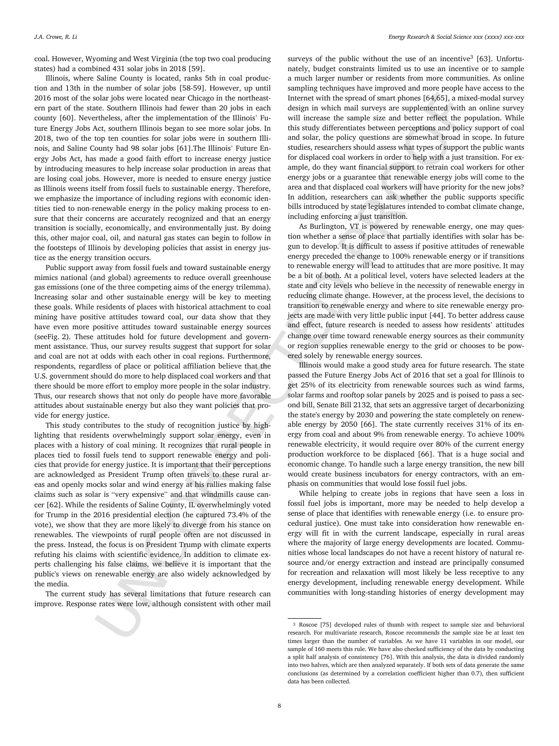coal. However, Wyoming and West Virginia (the top two coal producing states) had a combined 431 solar jobs in 2018 [59].

Illinois, where Saline County is located, ranks 5th in coal production and 13th in the number of solar jobs [58-59]. However, up until 2016 most of the solar jobs were located near Chicago in the northeastern part of the state. Southern Illinois had fewer than 20 jobs in each county [60]. Nevertheless, after the implementation of the Illinois' Future Energy Jobs Act, southern Illinois began to see more solar jobs. In 2018, two of the top ten counties for solar jobs were in southern Illinois, and Saline County had 98 solar jobs [61].The Illinois' Future Energy Jobs Act, has made a good faith effort to increase energy justice by introducing measures to help increase solar production in areas that are losing coal jobs. However, more is needed to ensure energy justice as Illinois weens itself from fossil fuels to sustainable energy. Therefore, we emphasize the importance of including regions with economic identities tied to non-renewable energy in the policy making process to ensure that their concerns are accurately recognized and that an energy transition is socially, economically, and environmentally just. By doing this, other major coal, oil, and natural gas states can begin to follow in the footsteps of Illinois by developing policies that assist in energy justice as the energy transition occurs.

Public support away from fossil fuels and toward sustainable energy mimics national (and global) agreements to reduce overall greenhouse gas emissions (one of the three competing aims of the energy trilemma). Increasing solar and other sustainable energy will be key to meeting these goals. While residents of places with historical attachment to coal mining have positive attitudes toward coal, our data show that they have even more positive attitudes toward sustainable energy sources (seeFig. 2). These attitudes hold for future development and government assistance. Thus, our survey results suggest that support for solar and coal are not at odds with each other in coal regions. Furthermore, respondents, regardless of place or political affiliation believe that the U.S. government should do more to help displaced coal workers and that there should be more effort to employ more people in the solar industry. Thus, our research shows that not only do people have more favorable attitudes about sustainable energy but also they want policies that provide for energy justice.

This study contributes to the study of recognition justice by highlighting that residents overwhelmingly support solar energy, even in places with a history of coal mining. It recognizes that rural people in places tied to fossil fuels tend to support renewable energy and policies that provide for energy justice. It is important that their perceptions are acknowledged as President Trump often travels to these rural areas and openly mocks solar and wind energy at his rallies making false claims such as solar is "very expensive" and that windmills cause cancer [62]. While the residents of Saline County, IL overwhelmingly voted for Trump in the 2016 presidential election (he captured 73.4% of the vote), we show that they are more likely to diverge from his stance on renewables. The viewpoints of rural people often are not discussed in the press. Instead, the focus is on President Trump with climate experts refuting his claims with scientific evidence. In addition to climate experts challenging his false claims, we believe it is important that the public's views on renewable energy are also widely acknowledged by the media.

The current study has several limitations that future research can improve. Response rates were low, although consistent with other mail surveys of the public without the use of an incentive[3] [63]. Unfortunately, budget constraints limited us to use an incentive or to sample a much larger number or residents from more communities. As online sampling techniques have improved and more people have access to the Internet with the spread of smart phones [64,65], a mixed-modal survey design in which mail surveys are supplemented with an online survey will increase the sample size and better reflect the population. While this study differentiates between perceptions and policy support of coal and solar, the policy questions are somewhat broad in scope. In future studies, researchers should assess what types of support the public wants for displaced coal workers in order to help with a just transition. For example, do they want financial support to retrain coal workers for other energy jobs or a guarantee that renewable energy jobs will come to the area and that displaced coal workers will have priority for the new jobs? In addition, researchers can ask whether the public supports specific bills introduced by state legislatures intended to combat climate change, including enforcing a just transition.

As Burlington, VT is powered by renewable energy, one may question whether a sense of place that partially identifies with solar has begun to develop. It is difficult to assess if positive attitudes of renewable energy preceded the change to 100% renewable energy or if transitions to renewable energy will lead to attitudes that are more positive. It may be a bit of both. At a political level, voters have selected leaders at the state and city levels who believe in the necessity of renewable energy in reducing climate change. However, at the process level, the decisions to transition to renewable energy and where to site renewable energy projects are made with very little public input [44]. To better address cause and effect, future research is needed to assess how residents' attitudes change over time toward renewable energy sources as their community or region supplies renewable energy to the grid or chooses to be powered solely by renewable energy sources.

Illinois would make a good study area for future research. The state passed the Future Energy Jobs Act of 2016 that set a goal for Illinois to get 25% of its electricity from renewable sources such as wind farms, solar farms and rooftop solar panels by 2025 and is poised to pass a second bill, Senate Bill 2132, that sets an aggressive target of decarbonizing the state's energy by 2030 and powering the state completely on renewable energy by 2050 [66]. The state currently receives 31% of its energy from coal and about 9% from renewable energy. To achieve 100% renewable electricity, it would require over 80% of the current energy production workforce to be displaced [66]. That is a huge social and economic change. To handle such a large energy transition, the new bill would create business incubators for energy contractors, with an emphasis on communities that would lose fossil fuel jobs.

While helping to create jobs in regions that have seen a loss in fossil fuel jobs is important, more may be needed to help develop a sense of place that identifies with renewable energy (i.e. to ensure procedural justice). One must take into consideration how renewable energy will fit in with the current landscape, especially in rural areas where the majority of large energy developments are located. Communities whose local landscapes do not have a recent history of natural resource and/or energy extraction and instead are principally consumed for recreation and relaxation will most likely be less receptive to any energy development, including renewable energy development. While communities with long-standing histories of energy development may

---

[3] Roscoe [75] developed rules of thumb with respect to sample size and behavioral research. For multivariate research, Roscoe recommends the sample size be at least ten times larger than the number of variables. As we have 11 variables in our model, our sample of 160 meets this rule. We have also checked sufficiency of the data by conducting a split half analysis of consistency [76]. With this analysis, the data is divided randomly into two halves, which are then analyzed separately. If both sets of data generate the same conclusions (as determined by a correlation coefficient higher than 0.7), then sufficient data has been collected.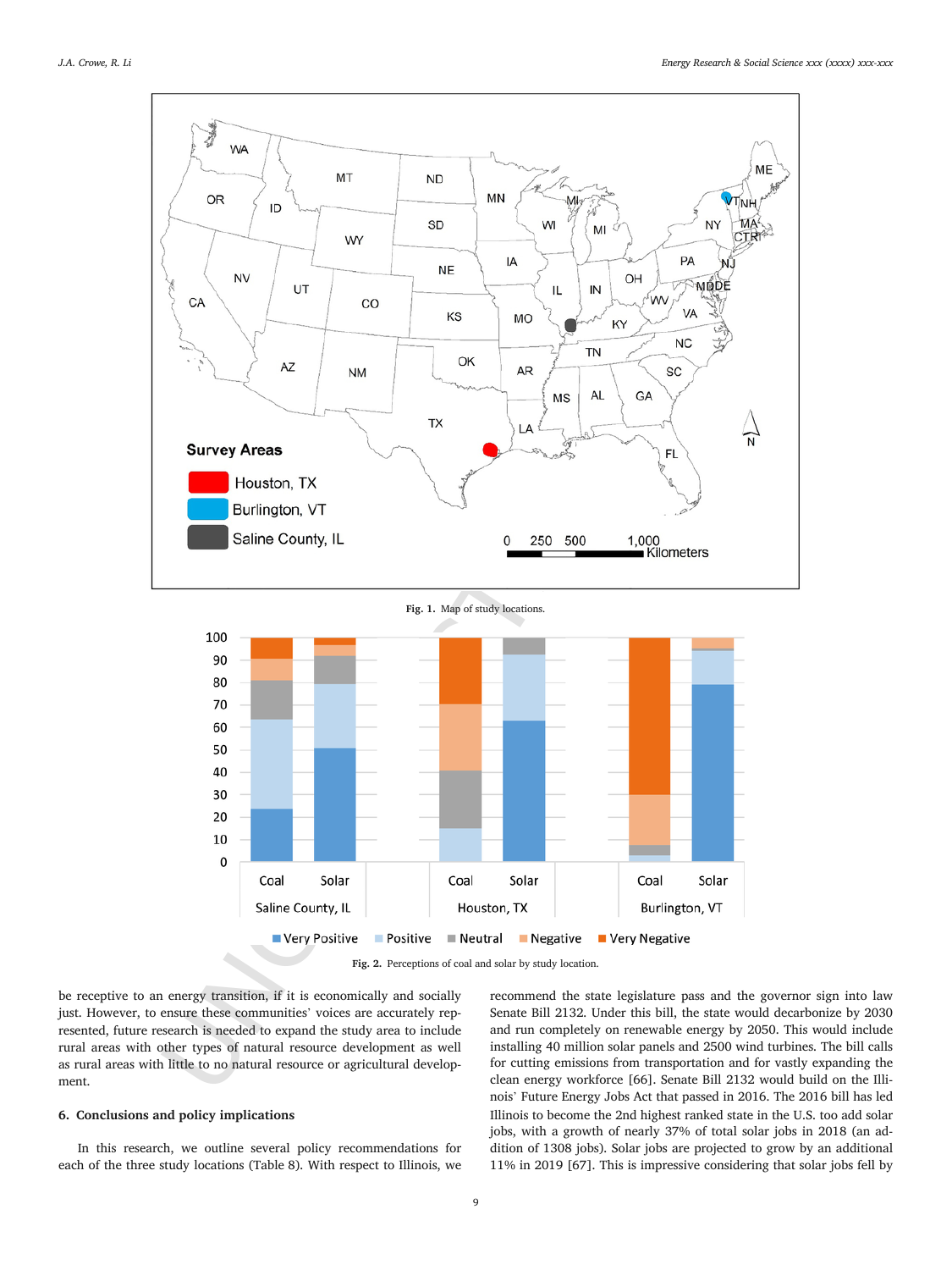Fig. 1. Map of study locations.

Fig. 2. Perceptions of coal and solar by study location.

be receptive to an energy transition, if it is economically and socially just. However, to ensure these communities' voices are accurately represented, future research is needed to expand the study area to include rural areas with other types of natural resource development as well as rural areas with little to no natural resource or agricultural development.

## 6. Conclusions and policy implications

In this research, we outline several policy recommendations for each of the three study locations (Table 8). With respect to Illinois, we recommend the state legislature pass and the governor sign into law Senate Bill 2132. Under this bill, the state would decarbonize by 2030 and run completely on renewable energy by 2050. This would include installing 40 million solar panels and 2500 wind turbines. The bill calls for cutting emissions from transportation and for vastly expanding the clean energy workforce [66]. Senate Bill 2132 would build on the Illinois' Future Energy Jobs Act that passed in 2016. The 2016 bill has led Illinois to become the 2nd highest ranked state in the U.S. too add solar jobs, with a growth of nearly 37% of total solar jobs in 2018 (an addition of 1308 jobs). Solar jobs are projected to grow by an additional 11% in 2019 [67]. This is impressive considering that solar jobs fell by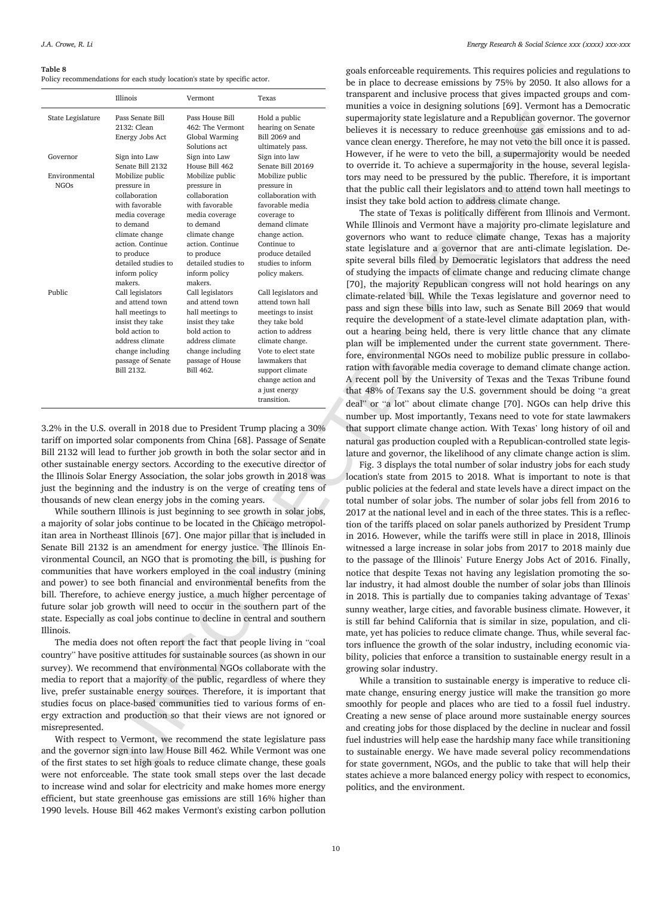**Table 8**
Policy recommendations for each study location's state by specific actor.

| | Illinois | Vermont | Texas |
|---|---|---|---|
| State Legislature | Pass Senate Bill 2132: Clean Energy Jobs Act | Pass House Bill 462: The Vermont Global Warming Solutions act | Hold a public hearing on Senate Bill 2069 and ultimately pass. |
| Governor | Sign into Law Senate Bill 2132 | Sign into Law House Bill 462 | Sign into law Senate Bill 20169 |
| Environmental NGOs | Mobilize public pressure in collaboration with favorable media coverage to demand climate change action. Continue to produce detailed studies to inform policy makers. | Mobilize public pressure in collaboration with favorable media coverage to demand climate change action. Continue to produce detailed studies to inform policy makers. | Mobilize public pressure in collaboration with favorable media coverage to demand climate change action. Continue to produce detailed studies to inform policy makers. |
| Public | Call legislators and attend town hall meetings to insist they take bold action to address climate change including passage of Senate Bill 2132. | Call legislators and attend town hall meetings to insist they take bold action to address climate change including passage of House Bill 462. | Call legislators and attend town hall meetings to insist they take bold action to address climate change. Vote to elect state lawmakers that support climate change action and a just energy transition. |

3.2% in the U.S. overall in 2018 due to President Trump placing a 30% tariff on imported solar components from China [68]. Passage of Senate Bill 2132 will lead to further job growth in both the solar sector and in other sustainable energy sectors. According to the executive director of the Illinois Solar Energy Association, the solar jobs growth in 2018 was just the beginning and the industry is on the verge of creating tens of thousands of new clean energy jobs in the coming years.

While southern Illinois is just beginning to see growth in solar jobs, a majority of solar jobs continue to be located in the Chicago metropolitan area in Northeast Illinois [67]. One major pillar that is included in Senate Bill 2132 is an amendment for energy justice. The Illinois Environmental Council, an NGO that is promoting the bill, is pushing for communities that have workers employed in the coal industry (mining and power) to see both financial and environmental benefits from the bill. Therefore, to achieve energy justice, a much higher percentage of future solar job growth will need to occur in the southern part of the state. Especially as coal jobs continue to decline in central and southern Illinois.

The media does not often report the fact that people living in "coal country" have positive attitudes for sustainable sources (as shown in our survey). We recommend that environmental NGOs collaborate with the media to report that a majority of the public, regardless of where they live, prefer sustainable energy sources. Therefore, it is important that studies focus on place-based communities tied to various forms of energy extraction and production so that their views are not ignored or misrepresented.

With respect to Vermont, we recommend the state legislature pass and the governor sign into law House Bill 462. While Vermont was one of the first states to set high goals to reduce climate change, these goals were not enforceable. The state took small steps over the last decade to increase wind and solar for electricity and make homes more energy efficient, but state greenhouse gas emissions are still 16% higher than 1990 levels. House Bill 462 makes Vermont's existing carbon pollution goals enforceable requirements. This requires policies and regulations to be in place to decrease emissions by 75% by 2050. It also allows for a transparent and inclusive process that gives impacted groups and communities a voice in designing solutions [69]. Vermont has a Democratic supermajority state legislature and a Republican governor. The governor believes it is necessary to reduce greenhouse gas emissions and to advance clean energy. Therefore, he may not veto the bill once it is passed. However, if he were to veto the bill, a supermajority would be needed to override it. To achieve a supermajority in the house, several legislators may need to be pressured by the public. Therefore, it is important that the public call their legislators and to attend town hall meetings to insist they take bold action to address climate change.

The state of Texas is politically different from Illinois and Vermont. While Illinois and Vermont have a majority pro-climate legislature and governors who want to reduce climate change, Texas has a majority state legislature and a governor that are anti-climate legislation. Despite several bills filed by Democratic legislators that address the need of studying the impacts of climate change and reducing climate change [70], the majority Republican congress will not hold hearings on any climate-related bill. While the Texas legislature and governor need to pass and sign these bills into law, such as Senate Bill 2069 that would require the development of a state-level climate adaptation plan, without a hearing being held, there is very little chance that any climate plan will be implemented under the current state government. Therefore, environmental NGOs need to mobilize public pressure in collaboration with favorable media coverage to demand climate change action. A recent poll by the University of Texas and the Texas Tribune found that 48% of Texans say the U.S. government should be doing "a great deal" or "a lot" about climate change [70]. NGOs can help drive this number up. Most importantly, Texans need to vote for state lawmakers that support climate change action. With Texas' long history of oil and natural gas production coupled with a Republican-controlled state legislature and governor, the likelihood of any climate change action is slim.

Fig. 3 displays the total number of solar industry jobs for each study location's state from 2015 to 2018. What is important to note is that public policies at the federal and state levels have a direct impact on the total number of solar jobs. The number of solar jobs fell from 2016 to 2017 at the national level and in each of the three states. This is a reflection of the tariffs placed on solar panels authorized by President Trump in 2016. However, while the tariffs were still in place in 2018, Illinois witnessed a large increase in solar jobs from 2017 to 2018 mainly due to the passage of the Illinois' Future Energy Jobs Act of 2016. Finally, notice that despite Texas not having any legislation promoting the solar industry, it had almost double the number of solar jobs than Illinois in 2018. This is partially due to companies taking advantage of Texas' sunny weather, large cities, and favorable business climate. However, it is still far behind California that is similar in size, population, and climate, yet has policies to reduce climate change. Thus, while several factors influence the growth of the solar industry, including economic viability, policies that enforce a transition to sustainable energy result in a growing solar industry.

While a transition to sustainable energy is imperative to reduce climate change, ensuring energy justice will make the transition go more smoothly for people and places who are tied to a fossil fuel industry. Creating a new sense of place around more sustainable energy sources and creating jobs for those displaced by the decline in nuclear and fossil fuel industries will help ease the hardship many face while transitioning to sustainable energy. We have made several policy recommendations for state government, NGOs, and the public to take that will help their states achieve a more balanced energy policy with respect to economics, politics, and the environment.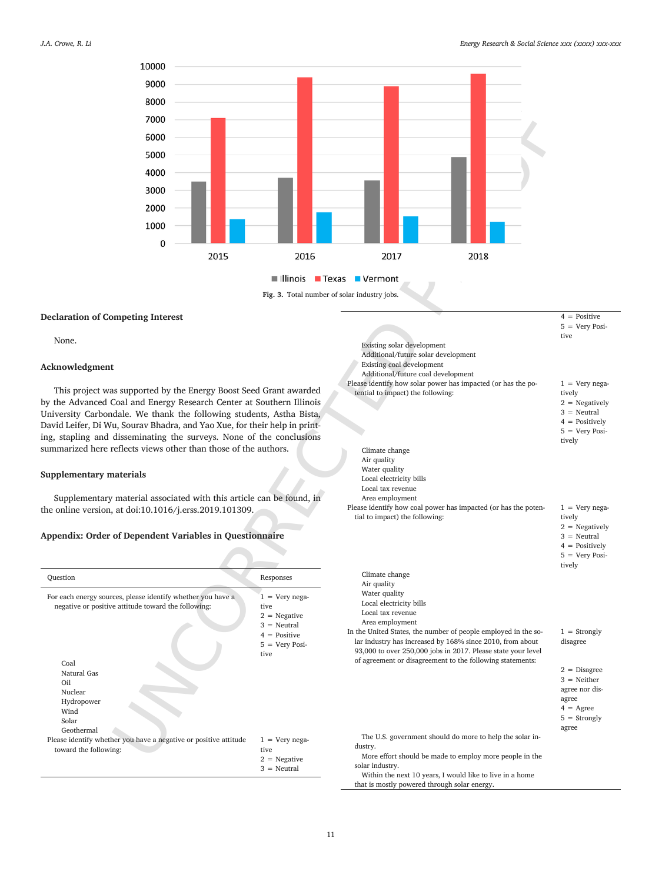Fig. 3. Total number of solar industry jobs.

## Declaration of Competing Interest

None.

## Acknowledgment

This project was supported by the Energy Boost Seed Grant awarded by the Advanced Coal and Energy Research Center at Southern Illinois University Carbondale. We thank the following students, Astha Bista, David Leifer, Di Wu, Sourav Bhadra, and Yao Xue, for their help in printing, stapling and disseminating the surveys. None of the conclusions summarized here reflects views other than those of the authors.

## Supplementary materials

Supplementary material associated with this article can be found, in the online version, at doi:10.1016/j.erss.2019.101309.

## Appendix: Order of Dependent Variables in Questionnaire

| Question | Responses |
|---|---|
| For each energy sources, please identify whether you have a negative or positive attitude toward the following: | 1 = Very negative<br>2 = Negative<br>3 = Neutral<br>4 = Positive<br>5 = Very Positive |
| Coal<br>Natural Gas<br>Oil<br>Nuclear<br>Hydropower<br>Wind<br>Solar<br>Geothermal | |
| Please identify whether you have a negative or positive attitude toward the following: | 1 = Very negative<br>2 = Negative<br>3 = Neutral<br>4 = Positive<br>5 = Very Positive |
| Existing solar development<br>Additional/future solar development<br>Existing coal development<br>Additional/future coal development | |
| Please identify how solar power has impacted (or has the potential to impact) the following: | 1 = Very negatively<br>2 = Negatively<br>3 = Neutral<br>4 = Positively<br>5 = Very Positively |
| Climate change<br>Air quality<br>Water quality<br>Local electricity bills<br>Local tax revenue<br>Area employment | |
| Please identify how coal power has impacted (or has the potential to impact) the following: | 1 = Very negatively<br>2 = Negatively<br>3 = Neutral<br>4 = Positively<br>5 = Very Positively |
| Climate change<br>Air quality<br>Water quality<br>Local electricity bills<br>Local tax revenue<br>Area employment | |
| In the United States, the number of people employed in the solar industry has increased by 168% since 2010, from about 93,000 to over 250,000 jobs in 2017. Please state your level of agreement or disagreement to the following statements: | 1 = Strongly disagree<br>2 = Disagree<br>3 = Neither agree nor disagree<br>4 = Agree<br>5 = Strongly agree |
| The U.S. government should do more to help the solar industry.<br>More effort should be made to employ more people in the solar industry.<br>Within the next 10 years, I would like to live in a home that is mostly powered through solar energy. | |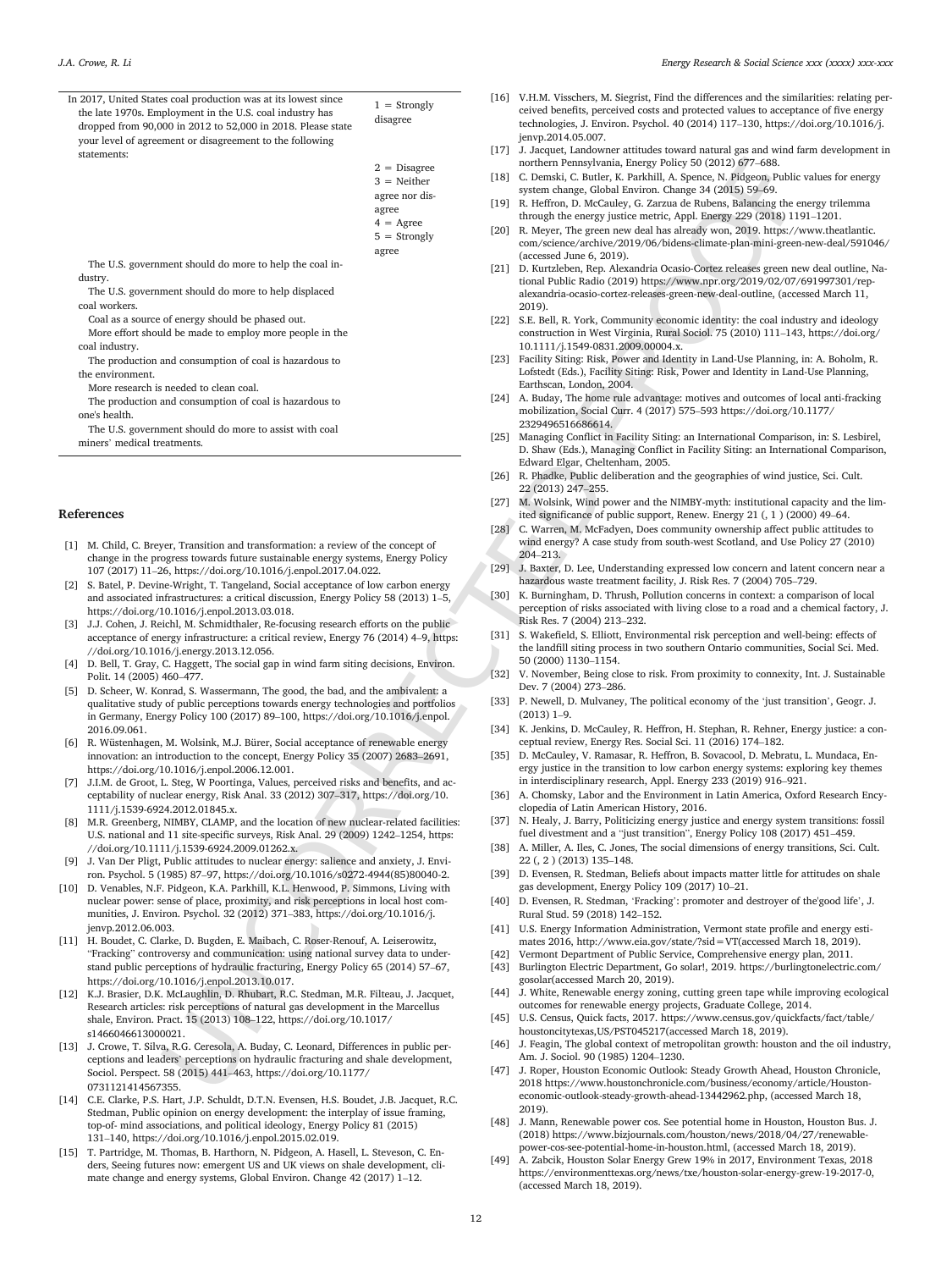| In 2017, United States coal production was at its lowest since the late 1970s. Employment in the U.S. coal industry has dropped from 90,000 in 2012 to 52,000 in 2018. Please state your level of agreement or disagreement to the following statements: | 1 = Strongly disagree<br>2 = Disagree<br>3 = Neither agree nor disagree<br>4 = Agree<br>5 = Strongly agree |
|---|---|
| The U.S. government should do more to help the coal industry. | |
| The U.S. government should do more to help displaced coal workers. | |
| Coal as a source of energy should be phased out. | |
| More effort should be made to employ more people in the coal industry. | |
| The production and consumption of coal is hazardous to the environment. | |
| More research is needed to clean coal. | |
| The production and consumption of coal is hazardous to one's health. | |
| The U.S. government should do more to assist with coal miners' medical treatments. | |

## References

[1] M. Child, C. Breyer, Transition and transformation: a review of the concept of change in the progress towards future sustainable energy systems, Energy Policy 107 (2017) 11–26, https://doi.org/10.1016/j.enpol.2017.04.022.

[2] S. Batel, P. Devine-Wright, T. Tangeland, Social acceptance of low carbon energy and associated infrastructures: a critical discussion, Energy Policy 58 (2013) 1–5, https://doi.org/10.1016/j.enpol.2013.03.018.

[3] J.J. Cohen, J. Reichl, M. Schmidthaler, Re-focusing research efforts on the public acceptance of energy infrastructure: a critical review, Energy 76 (2014) 4–9, https://doi.org/10.1016/j.energy.2013.12.056.

[4] D. Bell, T. Gray, C. Haggett, The social gap in wind farm siting decisions, Environ. Polit. 14 (2005) 460–477.

[5] D. Scheer, W. Konrad, S. Wassermann, The good, the bad, and the ambivalent: a qualitative study of public perceptions towards energy technologies and portfolios in Germany, Energy Policy 100 (2017) 89–100, https://doi.org/10.1016/j.enpol.2016.09.061.

[6] R. Wüstenhagen, M. Wolsink, M.J. Bürer, Social acceptance of renewable energy innovation: an introduction to the concept, Energy Policy 35 (2007) 2683–2691, https://doi.org/10.1016/j.enpol.2006.12.001.

[7] J.I.M. de Groot, L. Steg, W Poortinga, Values, perceived risks and benefits, and acceptability of nuclear energy, Risk Anal. 33 (2012) 307–317, https://doi.org/10.1111/j.1539-6924.2012.01845.x.

[8] M.R. Greenberg, NIMBY, CLAMP, and the location of new nuclear-related facilities: U.S. national and 11 site-specific surveys, Risk Anal. 29 (2009) 1242–1254, https://doi.org/10.1111/j.1539-6924.2009.01262.x.

[9] J. Van Der Pligt, Public attitudes to nuclear energy: salience and anxiety, J. Environ. Psychol. 5 (1985) 87–97, https://doi.org/10.1016/s0272-4944(85)80040-2.

[10] D. Venables, N.F. Pidgeon, K.A. Parkhill, K.L. Henwood, P. Simmons, Living with nuclear power: sense of place, proximity, and risk perceptions in local host communities, J. Environ. Psychol. 32 (2012) 371–383, https://doi.org/10.1016/j.jenvp.2012.06.003.

[11] H. Boudet, C. Clarke, D. Bugden, E. Maibach, C. Roser-Renouf, A. Leiserowitz, "Fracking" controversy and communication: using national survey data to understand public perceptions of hydraulic fracturing, Energy Policy 65 (2014) 57–67, https://doi.org/10.1016/j.enpol.2013.10.017.

[12] K.J. Brasier, D.K. McLaughlin, D. Rhubart, R.C. Stedman, M.R. Filteau, J. Jacquet, Research articles: risk perceptions of natural gas development in the Marcellus shale, Environ. Pract. 15 (2013) 108–122, https://doi.org/10.1017/s1466046613000021.

[13] J. Crowe, T. Silva, R.G. Ceresola, A. Buday, C. Leonard, Differences in public perceptions and leaders' perceptions on hydraulic fracturing and shale development, Sociol. Perspect. 58 (2015) 441–463, https://doi.org/10.1177/0731121414567355.

[14] C.E. Clarke, P.S. Hart, J.P. Schuldt, D.T.N. Evensen, H.S. Boudet, J.B. Jacquet, R.C. Stedman, Public opinion on energy development: the interplay of issue framing, top-of- mind associations, and political ideology, Energy Policy 81 (2015) 131–140, https://doi.org/10.1016/j.enpol.2015.02.019.

[15] T. Partridge, M. Thomas, B. Harthorn, N. Pidgeon, A. Hasell, L. Steveson, C. Enders, Seeing futures now: emergent US and UK views on shale development, climate change and energy systems, Global Environ. Change 42 (2017) 1–12.

[16] V.H.M. Visschers, M. Siegrist, Find the differences and the similarities: relating perceived benefits, perceived costs and protected values to acceptance of five energy technologies, J. Environ. Psychol. 40 (2014) 117–130, https://doi.org/10.1016/j.jenvp.2014.05.007.

[17] J. Jacquet, Landowner attitudes toward natural gas and wind farm development in northern Pennsylvania, Energy Policy 50 (2012) 677–688.

[18] C. Demski, C. Butler, K. Parkhill, A. Spence, N. Pidgeon, Public values for energy system change, Global Environ. Change 34 (2015) 59–69.

[19] R. Heffron, D. McCauley, G. Zarzua de Rubens, Balancing the energy trilemma through the energy justice metric, Appl. Energy 229 (2018) 1191–1201.

[20] R. Meyer, The green new deal has already won, 2019. https://www.theatlantic.com/science/archive/2019/06/bidens-climate-plan-mini-green-new-deal/591046/ (accessed June 6, 2019).

[21] D. Kurtzleben, Rep. Alexandria Ocasio-Cortez releases green new deal outline, National Public Radio (2019) https://www.npr.org/2019/02/07/691997301/rep-alexandria-ocasio-cortez-releases-green-new-deal-outline, (accessed March 11, 2019).

[22] S.E. Bell, R. York, Community economic identity: the coal industry and ideology construction in West Virginia, Rural Sociol. 75 (2010) 111–143, https://doi.org/10.1111/j.1549-0831.2009.00004.x.

[23] Facility Siting: Risk, Power and Identity in Land-Use Planning, in: A. Boholm, R. Lofstedt (Eds.), Facility Siting: Risk, Power and Identity in Land-Use Planning, Earthscan, London, 2004.

[24] A. Buday, The home rule advantage: motives and outcomes of local anti-fracking mobilization, Social Curr. 4 (2017) 575–593 https://doi.org/10.1177/2329496516686614.

[25] Managing Conflict in Facility Siting: an International Comparison, in: S. Lesbirel, D. Shaw (Eds.), Managing Conflict in Facility Siting: an International Comparison, Edward Elgar, Cheltenham, 2005.

[26] R. Phadke, Public deliberation and the geographies of wind justice, Sci. Cult. 22 (2013) 247–255.

[27] M. Wolsink, Wind power and the NIMBY-myth: institutional capacity and the limited significance of public support, Renew. Energy 21 (, 1 ) (2000) 49–64.

[28] C. Warren, M. McFadyen, Does community ownership affect public attitudes to wind energy? A case study from south-west Scotland, and Use Policy 27 (2010) 204–213.

[29] J. Baxter, D. Lee, Understanding expressed low concern and latent concern near a hazardous waste treatment facility, J. Risk Res. 7 (2004) 705–729.

[30] K. Burningham, D. Thrush, Pollution concerns in context: a comparison of local perception of risks associated with living close to a road and a chemical factory, J. Risk Res. 7 (2004) 213–232.

[31] S. Wakefield, S. Elliott, Environmental risk perception and well-being: effects of the landfill siting process in two southern Ontario communities, Social Sci. Med. 50 (2000) 1130–1154.

[32] V. November, Being close to risk. From proximity to connexity, Int. J. Sustainable Dev. 7 (2004) 273–286.

[33] P. Newell, D. Mulvaney, The political economy of the 'just transition', Geogr. J. (2013) 1–9.

[34] K. Jenkins, D. McCauley, R. Heffron, H. Stephan, R. Rehner, Energy justice: a conceptual review, Energy Res. Social Sci. 11 (2016) 174–182.

[35] D. McCauley, V. Ramasar, R. Heffron, B. Sovacool, D. Mebratu, L. Mundaca, Energy justice in the transition to low carbon energy systems: exploring key themes in interdisciplinary research, Appl. Energy 233 (2019) 916–921.

[36] A. Chomsky, Labor and the Environment in Latin America, Oxford Research Encyclopedia of Latin American History, 2016.

[37] N. Healy, J. Barry, Politicizing energy justice and energy system transitions: fossil fuel divestment and a "just transition", Energy Policy 108 (2017) 451–459.

[38] A. Miller, A. Iles, C. Jones, The social dimensions of energy transitions, Sci. Cult. 22 (, 2 ) (2013) 135–148.

[39] D. Evensen, R. Stedman, Beliefs about impacts matter little for attitudes on shale gas development, Energy Policy 109 (2017) 10–21.

[40] D. Evensen, R. Stedman, 'Fracking': promoter and destroyer of the'good life', J. Rural Stud. 59 (2018) 142–152.

[41] U.S. Energy Information Administration, Vermont state profile and energy estimates 2016, http://www.eia.gov/state/?sid=VT(accessed March 18, 2019).

[42] Vermont Department of Public Service, Comprehensive energy plan, 2011.

[43] Burlington Electric Department, Go solar!, 2019. https://burlingtonelectric.com/gosolar(accessed March 20, 2019).

[44] J. White, Renewable energy zoning, cutting green tape while improving ecological outcomes for renewable energy projects, Graduate College, 2014.

[45] U.S. Census, Quick facts, 2017. https://www.census.gov/quickfacts/fact/table/houstoncitytexas,US/PST045217(accessed March 18, 2019).

[46] J. Feagin, The global context of metropolitan growth: houston and the oil industry, Am. J. Sociol. 90 (1985) 1204–1230.

[47] J. Roper, Houston Economic Outlook: Steady Growth Ahead, Houston Chronicle, 2018 https://www.houstonchronicle.com/business/economy/article/Houston-economic-outlook-steady-growth-ahead-13442962.php, (accessed March 18, 2019).

[48] J. Mann, Renewable power cos. See potential home in Houston, Houston Bus. J. (2018) https://www.bizjournals.com/houston/news/2018/04/27/renewable-power-cos-see-potential-home-in-houston.html, (accessed March 18, 2019).

[49] A. Zabcik, Houston Solar Energy Grew 19% in 2017, Environment Texas, 2018 https://environmenttexas.org/news/txe/houston-solar-energy-grew-19-2017-0, (accessed March 18, 2019).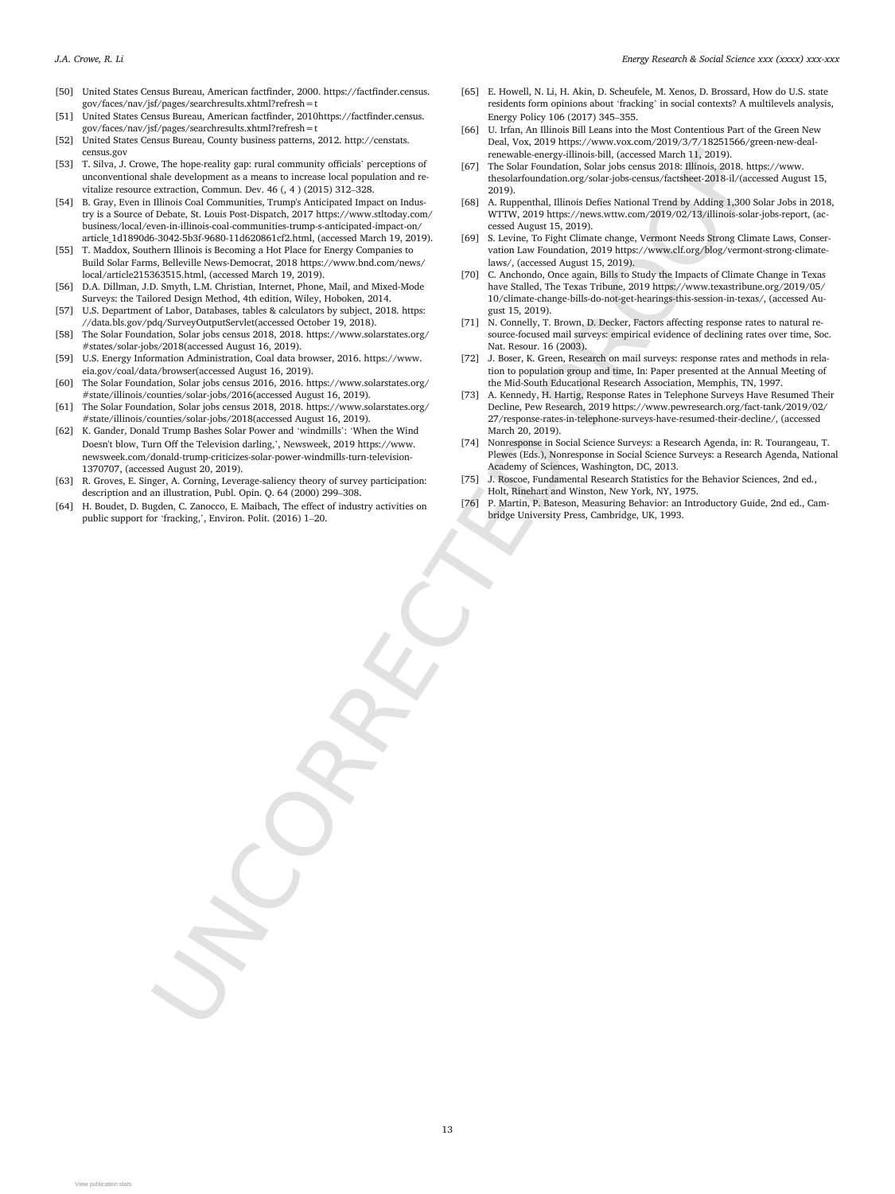[50] United States Census Bureau, American factfinder, 2000. https://factfinder.census.gov/faces/nav/jsf/pages/searchresults.xhtml?refresh = t

[51] United States Census Bureau, American factfinder, 2010https://factfinder.census.gov/faces/nav/jsf/pages/searchresults.xhtml?refresh = t

[52] United States Census Bureau, County business patterns, 2012. http://censtats.census.gov

[53] T. Silva, J. Crowe, The hope-reality gap: rural community officials' perceptions of unconventional shale development as a means to increase local population and revitalize resource extraction, Commun. Dev. 46 (, 4 ) (2015) 312–328.

[54] B. Gray, Even in Illinois Coal Communities, Trump's Anticipated Impact on Industry is a Source of Debate, St. Louis Post-Dispatch, 2017 https://www.stltoday.com/business/local/even-in-illinois-coal-communities-trump-s-anticipated-impact-on/article_1d1890d6-3042-5b3f-9680-11d620861cf2.html, (accessed March 19, 2019).

[55] T. Maddox, Southern Illinois is Becoming a Hot Place for Energy Companies to Build Solar Farms, Belleville News-Democrat, 2018 https://www.bnd.com/news/local/article215363515.html, (accessed March 19, 2019).

[56] D.A. Dillman, J.D. Smyth, L.M. Christian, Internet, Phone, Mail, and Mixed-Mode Surveys: the Tailored Design Method, 4th edition, Wiley, Hoboken, 2014.

[57] U.S. Department of Labor, Databases, tables & calculators by subject, 2018. https://data.bls.gov/pdq/SurveyOutputServlet(accessed October 19, 2018).

[58] The Solar Foundation, Solar jobs census 2018, 2018. https://www.solarstates.org/#states/solar-jobs/2018(accessed August 16, 2019).

[59] U.S. Energy Information Administration, Coal data browser, 2016. https://www.eia.gov/coal/data/browser(accessed August 16, 2019).

[60] The Solar Foundation, Solar jobs census 2016, 2016. https://www.solarstates.org/#state/illinois/counties/solar-jobs/2016(accessed August 16, 2019).

[61] The Solar Foundation, Solar jobs census 2018, 2018. https://www.solarstates.org/#state/illinois/counties/solar-jobs/2018(accessed August 16, 2019).

[62] K. Gander, Donald Trump Bashes Solar Power and 'windmills': 'When the Wind Doesn't blow, Turn Off the Television darling,', Newsweek, 2019 https://www.newsweek.com/donald-trump-criticizes-solar-power-windmills-turn-television-1370707, (accessed August 20, 2019).

[63] R. Groves, E. Singer, A. Corning, Leverage-saliency theory of survey participation: description and an illustration, Publ. Opin. Q. 64 (2000) 299–308.

[64] H. Boudet, D. Bugden, C. Zanocco, E. Maibach, The effect of industry activities on public support for 'fracking,', Environ. Polit. (2016) 1–20.

[65] E. Howell, N. Li, H. Akin, D. Scheufele, M. Xenos, D. Brossard, How do U.S. state residents form opinions about 'fracking' in social contexts? A multilevels analysis, Energy Policy 106 (2017) 345–355.

[66] U. Irfan, An Illinois Bill Leans into the Most Contentious Part of the Green New Deal, Vox, 2019 https://www.vox.com/2019/3/7/18251566/green-new-deal-renewable-energy-illinois-bill, (accessed March 11, 2019).

[67] The Solar Foundation, Solar jobs census 2018: Illinois, 2018. https://www.thesolarfoundation.org/solar-jobs-census/factsheet-2018-il/(accessed August 15, 2019).

[68] A. Ruppenthal, Illinois Defies National Trend by Adding 1,300 Solar Jobs in 2018, WTTW, 2019 https://news.wttw.com/2019/02/13/illinois-solar-jobs-report, (accessed August 15, 2019).

[69] S. Levine, To Fight Climate change, Vermont Needs Strong Climate Laws, Conservation Law Foundation, 2019 https://www.clf.org/blog/vermont-strong-climate-laws/, (accessed August 15, 2019).

[70] C. Anchondo, Once again, Bills to Study the Impacts of Climate Change in Texas have Stalled, The Texas Tribune, 2019 https://www.texastribune.org/2019/05/10/climate-change-bills-do-not-get-hearings-this-session-in-texas/, (accessed August 15, 2019).

[71] N. Connelly, T. Brown, D. Decker, Factors affecting response rates to natural resource-focused mail surveys: empirical evidence of declining rates over time, Soc. Nat. Resour. 16 (2003).

[72] J. Boser, K. Green, Research on mail surveys: response rates and methods in relation to population group and time, In: Paper presented at the Annual Meeting of the Mid-South Educational Research Association, Memphis, TN, 1997.

[73] A. Kennedy, H. Hartig, Response Rates in Telephone Surveys Have Resumed Their Decline, Pew Research, 2019 https://www.pewresearch.org/fact-tank/2019/02/27/response-rates-in-telephone-surveys-have-resumed-their-decline/, (accessed March 20, 2019).

[74] Nonresponse in Social Science Surveys: a Research Agenda, in: R. Tourangeau, T. Plewes (Eds.), Nonresponse in Social Science Surveys: a Research Agenda, National Academy of Sciences, Washington, DC, 2013.

[75] J. Roscoe, Fundamental Research Statistics for the Behavior Sciences, 2nd ed., Holt, Rinehart and Winston, New York, NY, 1975.

[76] P. Martin, P. Bateson, Measuring Behavior: an Introductory Guide, 2nd ed., Cambridge University Press, Cambridge, UK, 1993.